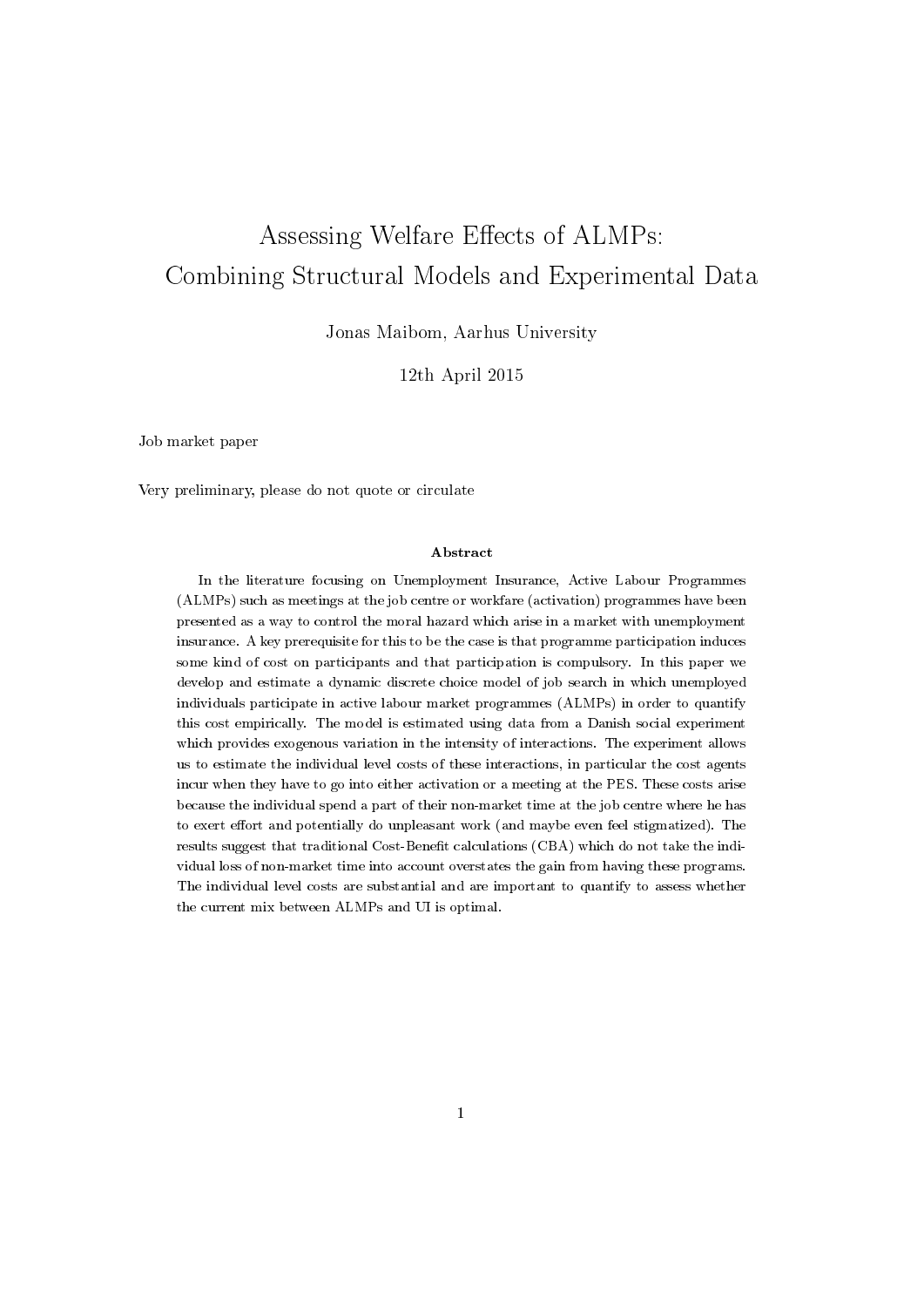# Assessing Welfare Effects of ALMPs: Combining Structural Models and Experimental Data

Jonas Maibom, Aarhus University

12th April 2015

Job market paper

Very preliminary, please do not quote or circulate

**Abstract**

In the literature focusing on Unemployment Insurance, Active Labour Programmes (ALMPs) such as meetings at the job centre or workfare (activation) programmes have been presented as a way to control the moral hazard which arise in a market with unemployment insurance. A key prerequisite for this to be the case is that programme participation induces some kind of cost on participants and that participation is compulsory. In this paper we develop and estimate a dynamic discrete choice model of job search in which unemployed individuals participate in active labour market programmes (ALMPs) in order to quantify this cost empirically. The model is estimated using data from a Danish social experiment which provides exogenous variation in the intensity of interactions. The experiment allows us to estimate the individual level costs of these interactions, in particular the cost agents incur when they have to go into either activation or a meeting at the PES. These costs arise because the individual spend a part of their non-market time at the job centre where he has to exert effort and potentially do unpleasant work (and maybe even feel stigmatized). The results suggest that traditional Cost-Benefit calculations (CBA) which do not take the individual loss of non-market time into account overstates the gain from having these programs. The individual level costs are substantial and are important to quantify to assess whether the current mix between ALMPs and UI is optimal.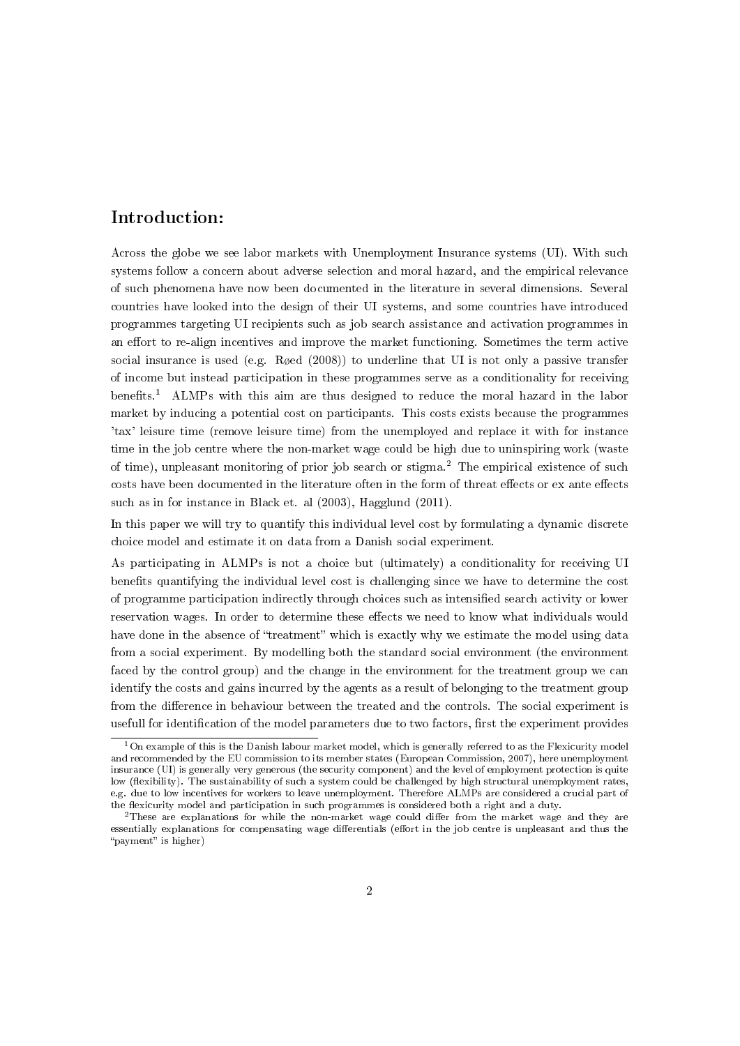## Introduction:

Across the globe we see labor markets with Unemployment Insurance systems (UI). With such systems follow a concern about adverse selection and moral hazard, and the empirical relevance of such phenomena have now been documented in the literature in several dimensions. Several countries have looked into the design of their UI systems, and some countries have introduced programmes targeting UI recipients such as job search assistance and activation programmes in an effort to re-align incentives and improve the market functioning. Sometimes the term active social insurance is used (e.g. Røed (2008)) to underline that UI is not only a passive transfer of income but instead participation in these programmes serve as a conditionality for receiving benefits.[1] ALMPs with this aim are thus designed to reduce the moral hazard in the labor market by inducing a potential cost on participants. This costs exists because the programmes 'tax' leisure time (remove leisure time) from the unemployed and replace it with for instance time in the job centre where the non-market wage could be high due to uninspiring work (waste of time), unpleasant monitoring of prior job search or stigma.[2] The empirical existence of such costs have been documented in the literature often in the form of threat effects or ex ante effects such as in for instance in Black et. al (2003), Hagglund (2011).

In this paper we will try to quantify this individual level cost by formulating a dynamic discrete choice model and estimate it on data from a Danish social experiment.

As participating in ALMPs is not a choice but (ultimately) a conditionality for receiving UI benefits quantifying the individual level cost is challenging since we have to determine the cost of programme participation indirectly through choices such as intensified search activity or lower reservation wages. In order to determine these effects we need to know what individuals would have done in the absence of "treatment" which is exactly why we estimate the model using data from a social experiment. By modelling both the standard social environment (the environment faced by the control group) and the change in the environment for the treatment group we can identify the costs and gains incurred by the agents as a result of belonging to the treatment group from the difference in behaviour between the treated and the controls. The social experiment is usefull for identification of the model parameters due to two factors, first the experiment provides

[1] On example of this is the Danish labour market model, which is generally referred to as the Flexicurity model and recommended by the EU commission to its member states (European Commission, 2007), here unemployment insurance (UI) is generally very generous (the security component) and the level of employment protection is quite low (flexibility). The sustainability of such a system could be challenged by high structural unemployment rates, e.g. due to low incentives for workers to leave unemployment. Therefore ALMPs are considered a crucial part of the flexicurity model and participation in such programmes is considered both a right and a duty.

[2] These are explanations for while the non-market wage could differ from the market wage and they are essentially explanations for compensating wage differentials (effort in the job centre is unpleasant and thus the "payment" is higher)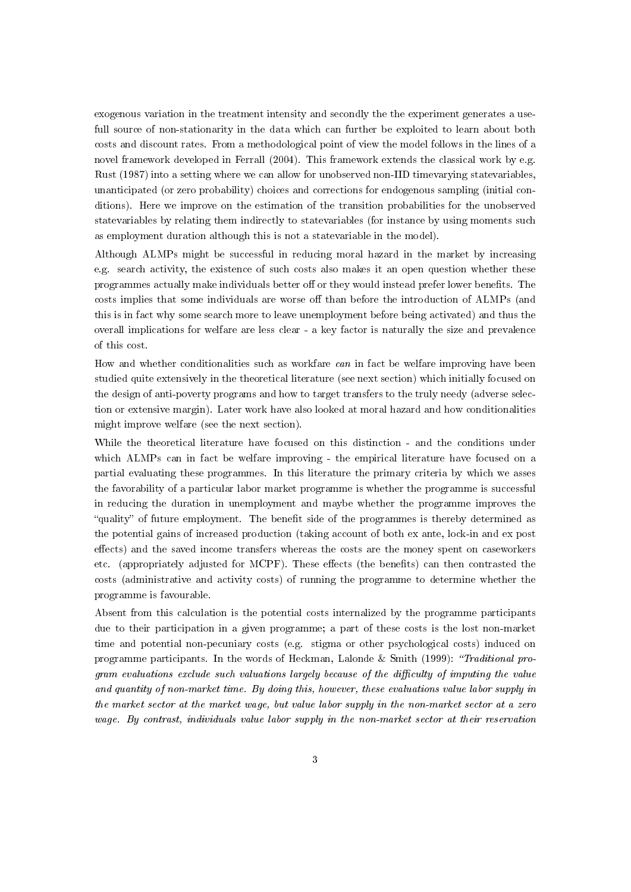exogenous variation in the treatment intensity and secondly the the experiment generates a usefull source of non-stationarity in the data which can further be exploited to learn about both costs and discount rates. From a methodological point of view the model follows in the lines of a novel framework developed in Ferrall (2004). This framework extends the classical work by e.g. Rust (1987) into a setting where we can allow for unobserved non-IID timevarying statevariables, unanticipated (or zero probability) choices and corrections for endogenous sampling (initial conditions). Here we improve on the estimation of the transition probabilities for the unobserved statevariables by relating them indirectly to statevariables (for instance by using moments such as employment duration although this is not a statevariable in the model).

Although ALMPs might be successful in reducing moral hazard in the market by increasing e.g. search activity, the existence of such costs also makes it an open question whether these programmes actually make individuals better off or they would instead prefer lower benefits. The costs implies that some individuals are worse off than before the introduction of ALMPs (and this is in fact why some search more to leave unemployment before being activated) and thus the overall implications for welfare are less clear - a key factor is naturally the size and prevalence of this cost.

How and whether conditionalities such as workfare *can* in fact be welfare improving have been studied quite extensively in the theoretical literature (see next section) which initially focused on the design of anti-poverty programs and how to target transfers to the truly needy (adverse selection or extensive margin). Later work have also looked at moral hazard and how conditionalities might improve welfare (see the next section).

While the theoretical literature have focused on this distinction - and the conditions under which ALMPs can in fact be welfare improving - the empirical literature have focused on a partial evaluating these programmes. In this literature the primary criteria by which we asses the favorability of a particular labor market programme is whether the programme is successful in reducing the duration in unemployment and maybe whether the programme improves the "quality" of future employment. The benefit side of the programmes is thereby determined as the potential gains of increased production (taking account of both ex ante, lock-in and ex post effects) and the saved income transfers whereas the costs are the money spent on caseworkers etc. (appropriately adjusted for MCPF). These effects (the benefits) can then contrasted the costs (administrative and activity costs) of running the programme to determine whether the programme is favourable.

Absent from this calculation is the potential costs internalized by the programme participants due to their participation in a given programme; a part of these costs is the lost non-market time and potential non-pecuniary costs (e.g. stigma or other psychological costs) induced on programme participants. In the words of Heckman, Lalonde & Smith (1999): *"Traditional program evaluations exclude such valuations largely because of the difficulty of imputing the value and quantity of non-market time. By doing this, however, these evaluations value labor supply in the market sector at the market wage, but value labor supply in the non-market sector at a zero wage. By contrast, individuals value labor supply in the non-market sector at their reservation*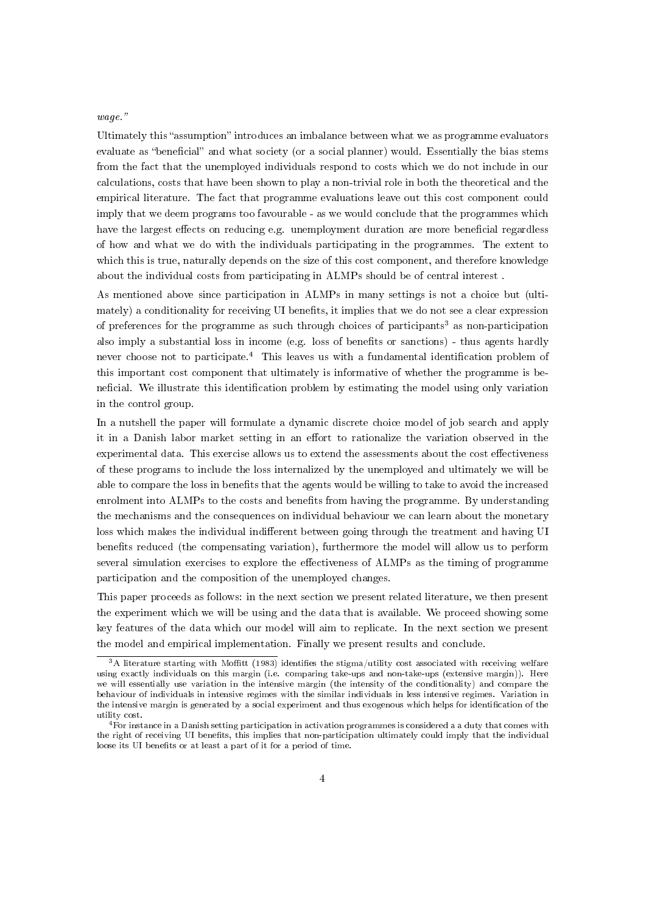*wage."*

Ultimately this "assumption" introduces an imbalance between what we as programme evaluators evaluate as "beneficial" and what society (or a social planner) would. Essentially the bias stems from the fact that the unemployed individuals respond to costs which we do not include in our calculations, costs that have been shown to play a non-trivial role in both the theoretical and the empirical literature. The fact that programme evaluations leave out this cost component could imply that we deem programs too favourable - as we would conclude that the programmes which have the largest effects on reducing e.g. unemployment duration are more beneficial regardless of how and what we do with the individuals participating in the programmes. The extent to which this is true, naturally depends on the size of this cost component, and therefore knowledge about the individual costs from participating in ALMPs should be of central interest .

As mentioned above since participation in ALMPs in many settings is not a choice but (ultimately) a conditionality for receiving UI benefits, it implies that we do not see a clear expression of preferences for the programme as such through choices of participants[3] as non-participation also imply a substantial loss in income (e.g. loss of benefits or sanctions) - thus agents hardly never choose not to participate.[4] This leaves us with a fundamental identification problem of this important cost component that ultimately is informative of whether the programme is beneficial. We illustrate this identification problem by estimating the model using only variation in the control group.

In a nutshell the paper will formulate a dynamic discrete choice model of job search and apply it in a Danish labor market setting in an effort to rationalize the variation observed in the experimental data. This exercise allows us to extend the assessments about the cost effectiveness of these programs to include the loss internalized by the unemployed and ultimately we will be able to compare the loss in benefits that the agents would be willing to take to avoid the increased enrolment into ALMPs to the costs and benefits from having the programme. By understanding the mechanisms and the consequences on individual behaviour we can learn about the monetary loss which makes the individual indifferent between going through the treatment and having UI benefits reduced (the compensating variation), furthermore the model will allow us to perform several simulation exercises to explore the effectiveness of ALMPs as the timing of programme participation and the composition of the unemployed changes.

This paper proceeds as follows: in the next section we present related literature, we then present the experiment which we will be using and the data that is available. We proceed showing some key features of the data which our model will aim to replicate. In the next section we present the model and empirical implementation. Finally we present results and conclude.

[3] A literature starting with Moffitt (1983) identifies the stigma/utility cost associated with receiving welfare using exactly individuals on this margin (i.e. comparing take-ups and non-take-ups (extensive margin)). Here we will essentially use variation in the intensive margin (the intensity of the conditionality) and compare the behaviour of individuals in intensive regimes with the similar individuals in less intensive regimes. Variation in the intensive margin is generated by a social experiment and thus exogenous which helps for identification of the utility cost.

[4] For instance in a Danish setting participation in activation programmes is considered a a duty that comes with the right of receiving UI benefits, this implies that non-participation ultimately could imply that the individual loose its UI benefits or at least a part of it for a period of time.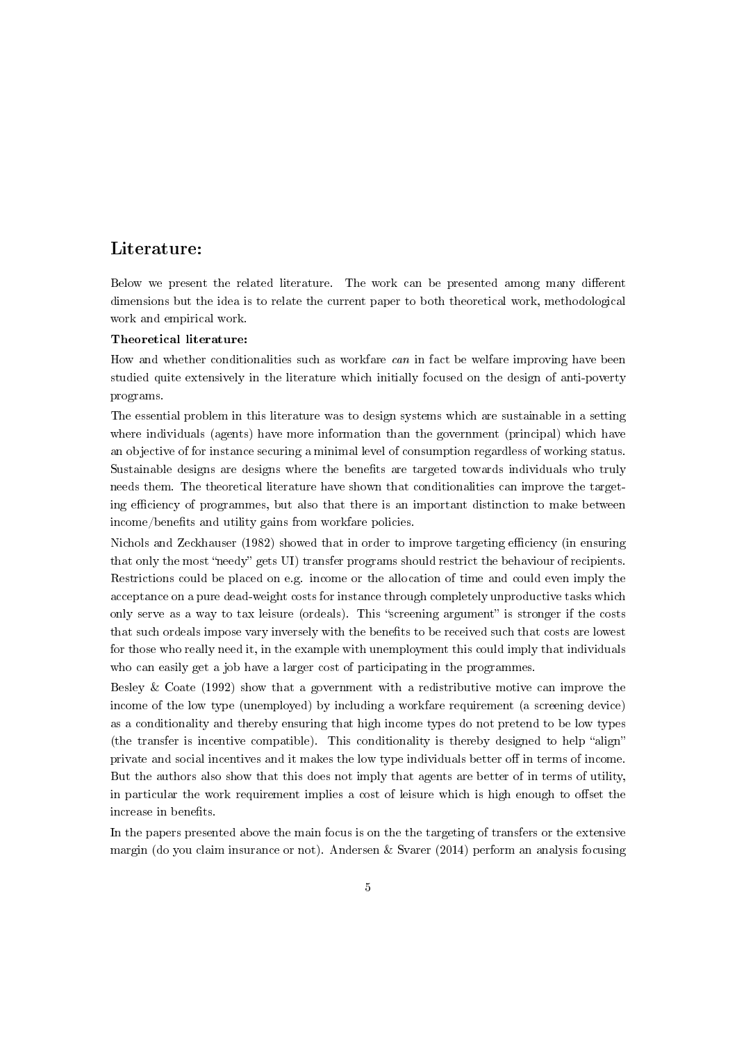## Literature:

Below we present the related literature. The work can be presented among many different dimensions but the idea is to relate the current paper to both theoretical work, methodological work and empirical work.

**Theoretical literature:**

How and whether conditionalities such as workfare *can* in fact be welfare improving have been studied quite extensively in the literature which initially focused on the design of anti-poverty programs.

The essential problem in this literature was to design systems which are sustainable in a setting where individuals (agents) have more information than the government (principal) which have an objective of for instance securing a minimal level of consumption regardless of working status. Sustainable designs are designs where the benefits are targeted towards individuals who truly needs them. The theoretical literature have shown that conditionalities can improve the targeting efficiency of programmes, but also that there is an important distinction to make between income/benefits and utility gains from workfare policies.

Nichols and Zeckhauser (1982) showed that in order to improve targeting efficiency (in ensuring that only the most "needy" gets UI) transfer programs should restrict the behaviour of recipients. Restrictions could be placed on e.g. income or the allocation of time and could even imply the acceptance on a pure dead-weight costs for instance through completely unproductive tasks which only serve as a way to tax leisure (ordeals). This "screening argument" is stronger if the costs that such ordeals impose vary inversely with the benefits to be received such that costs are lowest for those who really need it, in the example with unemployment this could imply that individuals who can easily get a job have a larger cost of participating in the programmes.

Besley & Coate (1992) show that a government with a redistributive motive can improve the income of the low type (unemployed) by including a workfare requirement (a screening device) as a conditionality and thereby ensuring that high income types do not pretend to be low types (the transfer is incentive compatible). This conditionality is thereby designed to help "align" private and social incentives and it makes the low type individuals better off in terms of income. But the authors also show that this does not imply that agents are better of in terms of utility, in particular the work requirement implies a cost of leisure which is high enough to offset the increase in benefits.

In the papers presented above the main focus is on the the targeting of transfers or the extensive margin (do you claim insurance or not). Andersen & Svarer (2014) perform an analysis focusing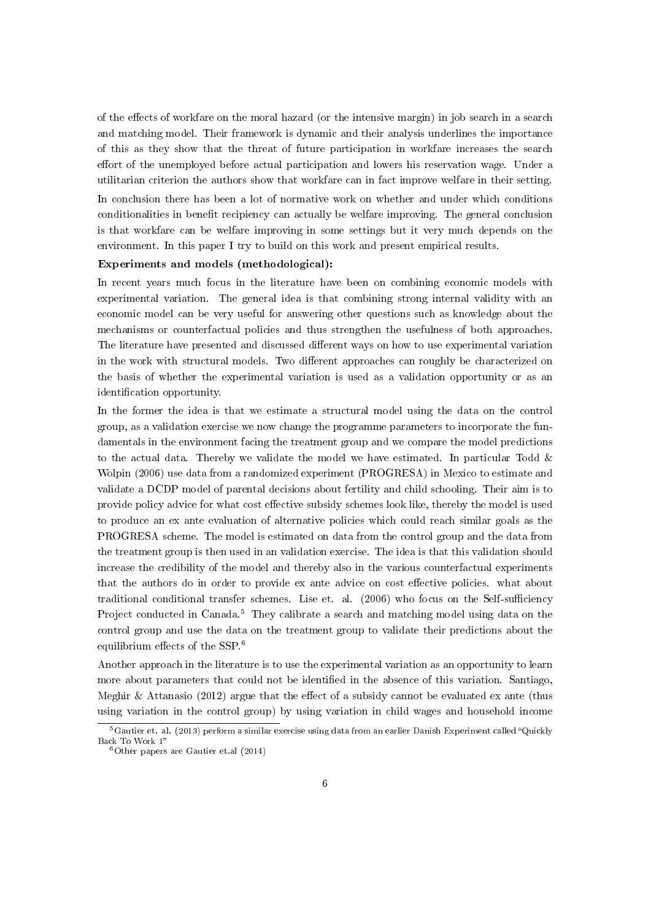of the effects of workfare on the moral hazard (or the intensive margin) in job search in a search and matching model. Their framework is dynamic and their analysis underlines the importance of this as they show that the threat of future participation in workfare increases the search effort of the unemployed before actual participation and lowers his reservation wage. Under a utilitarian criterion the authors show that workfare can in fact improve welfare in their setting.

In conclusion there has been a lot of normative work on whether and under which conditions conditionalities in benefit recipiency can actually be welfare improving. The general conclusion is that workfare can be welfare improving in some settings but it very much depends on the environment. In this paper I try to build on this work and present empirical results.

**Experiments and models (methodological):**

In recent years much focus in the literature have been on combining economic models with experimental variation. The general idea is that combining strong internal validity with an economic model can be very useful for answering other questions such as knowledge about the mechanisms or counterfactual policies and thus strengthen the usefulness of both approaches. The literature have presented and discussed different ways on how to use experimental variation in the work with structural models. Two different approaches can roughly be characterized on the basis of whether the experimental variation is used as a validation opportunity or as an identification opportunity.

In the former the idea is that we estimate a structural model using the data on the control group, as a validation exercise we now change the programme parameters to incorporate the fundamentals in the environment facing the treatment group and we compare the model predictions to the actual data. Thereby we validate the model we have estimated. In particular Todd & Wolpin (2006) use data from a randomized experiment (PROGRESA) in Mexico to estimate and validate a DCDP model of parental decisions about fertility and child schooling. Their aim is to provide policy advice for what cost effective subsidy schemes look like, thereby the model is used to produce an ex ante evaluation of alternative policies which could reach similar goals as the PROGRESA scheme. The model is estimated on data from the control group and the data from the treatment group is then used in an validation exercise. The idea is that this validation should increase the credibility of the model and thereby also in the various counterfactual experiments that the authors do in order to provide ex ante advice on cost effective policies. what about traditional conditional transfer schemes. Lise et. al. (2006) who focus on the Self-sufficiency Project conducted in Canada.[5] They calibrate a search and matching model using data on the control group and use the data on the treatment group to validate their predictions about the equilibrium effects of the SSP.[6]

Another approach in the literature is to use the experimental variation as an opportunity to learn more about parameters that could not be identified in the absence of this variation. Santiago, Meghir & Attanasio (2012) argue that the effect of a subsidy cannot be evaluated ex ante (thus using variation in the control group) by using variation in child wages and household income

[5] Gautier et. al. (2013) perform a similar exercise using data from an earlier Danish Experiment called "Quickly Back To Work 1"

[6] Other papers are Gautier et.al (2014)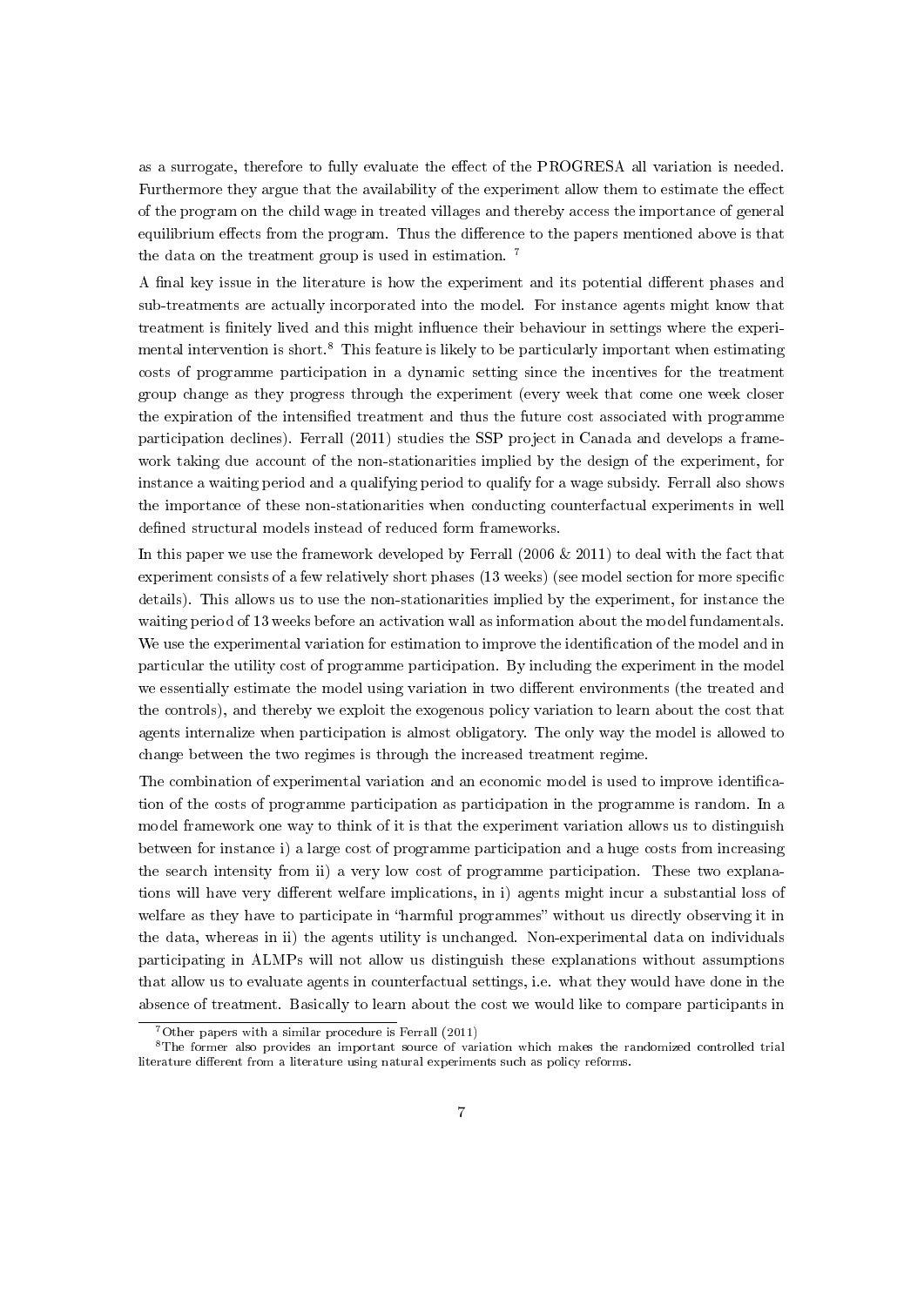as a surrogate, therefore to fully evaluate the effect of the PROGRESA all variation is needed. Furthermore they argue that the availability of the experiment allow them to estimate the effect of the program on the child wage in treated villages and thereby access the importance of general equilibrium effects from the program. Thus the difference to the papers mentioned above is that the data on the treatment group is used in estimation. [7]

A final key issue in the literature is how the experiment and its potential different phases and sub-treatments are actually incorporated into the model. For instance agents might know that treatment is finitely lived and this might influence their behaviour in settings where the experimental intervention is short.[8] This feature is likely to be particularly important when estimating costs of programme participation in a dynamic setting since the incentives for the treatment group change as they progress through the experiment (every week that come one week closer the expiration of the intensified treatment and thus the future cost associated with programme participation declines). Ferrall (2011) studies the SSP project in Canada and develops a framework taking due account of the non-stationarities implied by the design of the experiment, for instance a waiting period and a qualifying period to qualify for a wage subsidy. Ferrall also shows the importance of these non-stationarities when conducting counterfactual experiments in well defined structural models instead of reduced form frameworks.

In this paper we use the framework developed by Ferrall (2006 & 2011) to deal with the fact that experiment consists of a few relatively short phases (13 weeks) (see model section for more specific details). This allows us to use the non-stationarities implied by the experiment, for instance the waiting period of 13 weeks before an activation wall as information about the model fundamentals. We use the experimental variation for estimation to improve the identification of the model and in particular the utility cost of programme participation. By including the experiment in the model we essentially estimate the model using variation in two different environments (the treated and the controls), and thereby we exploit the exogenous policy variation to learn about the cost that agents internalize when participation is almost obligatory. The only way the model is allowed to change between the two regimes is through the increased treatment regime.

The combination of experimental variation and an economic model is used to improve identification of the costs of programme participation as participation in the programme is random. In a model framework one way to think of it is that the experiment variation allows us to distinguish between for instance i) a large cost of programme participation and a huge costs from increasing the search intensity from ii) a very low cost of programme participation. These two explanations will have very different welfare implications, in i) agents might incur a substantial loss of welfare as they have to participate in "harmful programmes" without us directly observing it in the data, whereas in ii) the agents utility is unchanged. Non-experimental data on individuals participating in ALMPs will not allow us distinguish these explanations without assumptions that allow us to evaluate agents in counterfactual settings, i.e. what they would have done in the absence of treatment. Basically to learn about the cost we would like to compare participants in

[7] Other papers with a similar procedure is Ferrall (2011)

[8] The former also provides an important source of variation which makes the randomized controlled trial literature different from a literature using natural experiments such as policy reforms.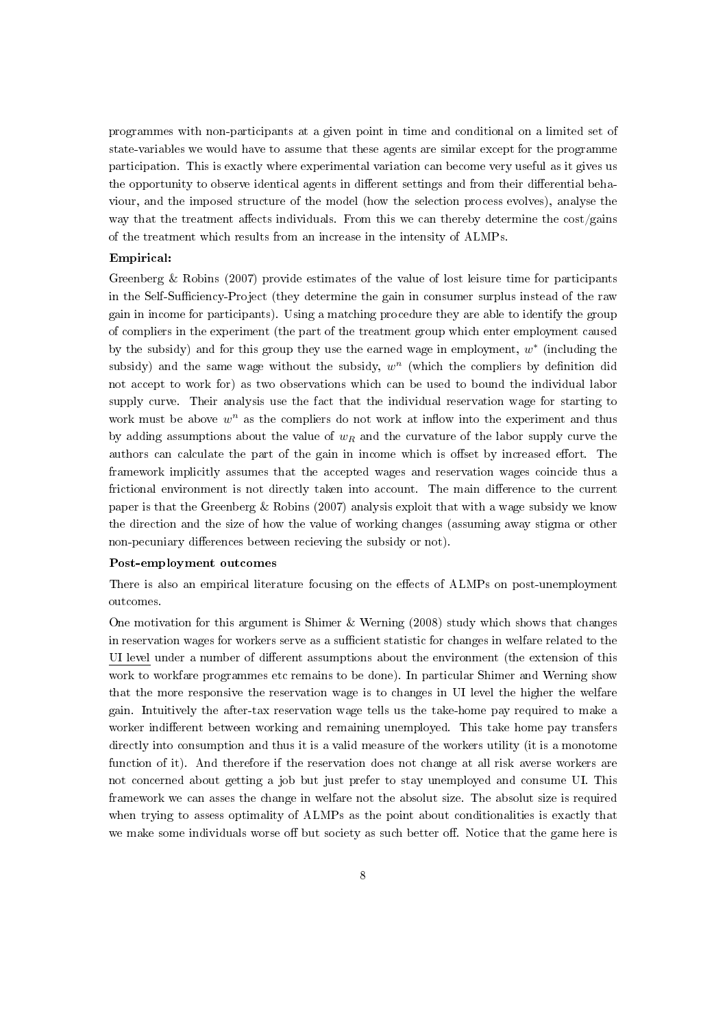programmes with non-participants at a given point in time and conditional on a limited set of state-variables we would have to assume that these agents are similar except for the programme participation. This is exactly where experimental variation can become very useful as it gives us the opportunity to observe identical agents in different settings and from their differential behaviour, and the imposed structure of the model (how the selection process evolves), analyse the way that the treatment affects individuals. From this we can thereby determine the cost/gains of the treatment which results from an increase in the intensity of ALMPs.

**Empirical:**

Greenberg & Robins (2007) provide estimates of the value of lost leisure time for participants in the Self-Sufficiency-Project (they determine the gain in consumer surplus instead of the raw gain in income for participants). Using a matching procedure they are able to identify the group of compliers in the experiment (the part of the treatment group which enter employment caused by the subsidy) and for this group they use the earned wage in employment, $w^*$ (including the subsidy) and the same wage without the subsidy, $w^n$ (which the compliers by definition did not accept to work for) as two observations which can be used to bound the individual labor supply curve. Their analysis use the fact that the individual reservation wage for starting to work must be above $w^n$ as the compliers do not work at inflow into the experiment and thus by adding assumptions about the value of $w_R$ and the curvature of the labor supply curve the authors can calculate the part of the gain in income which is offset by increased effort. The framework implicitly assumes that the accepted wages and reservation wages coincide thus a frictional environment is not directly taken into account. The main difference to the current paper is that the Greenberg & Robins (2007) analysis exploit that with a wage subsidy we know the direction and the size of how the value of working changes (assuming away stigma or other non-pecuniary differences between recieving the subsidy or not).

**Post-employment outcomes**

There is also an empirical literature focusing on the effects of ALMPs on post-unemployment outcomes.

One motivation for this argument is Shimer & Werning (2008) study which shows that changes in reservation wages for workers serve as a sufficient statistic for changes in welfare related to the UI level under a number of different assumptions about the environment (the extension of this work to workfare programmes etc remains to be done). In particular Shimer and Werning show that the more responsive the reservation wage is to changes in UI level the higher the welfare gain. Intuitively the after-tax reservation wage tells us the take-home pay required to make a worker indifferent between working and remaining unemployed. This take home pay transfers directly into consumption and thus it is a valid measure of the workers utility (it is a monotome function of it). And therefore if the reservation does not change at all risk averse workers are not concerned about getting a job but just prefer to stay unemployed and consume UI. This framework we can asses the change in welfare not the absolut size. The absolut size is required when trying to assess optimality of ALMPs as the point about conditionalities is exactly that we make some individuals worse off but society as such better off. Notice that the game here is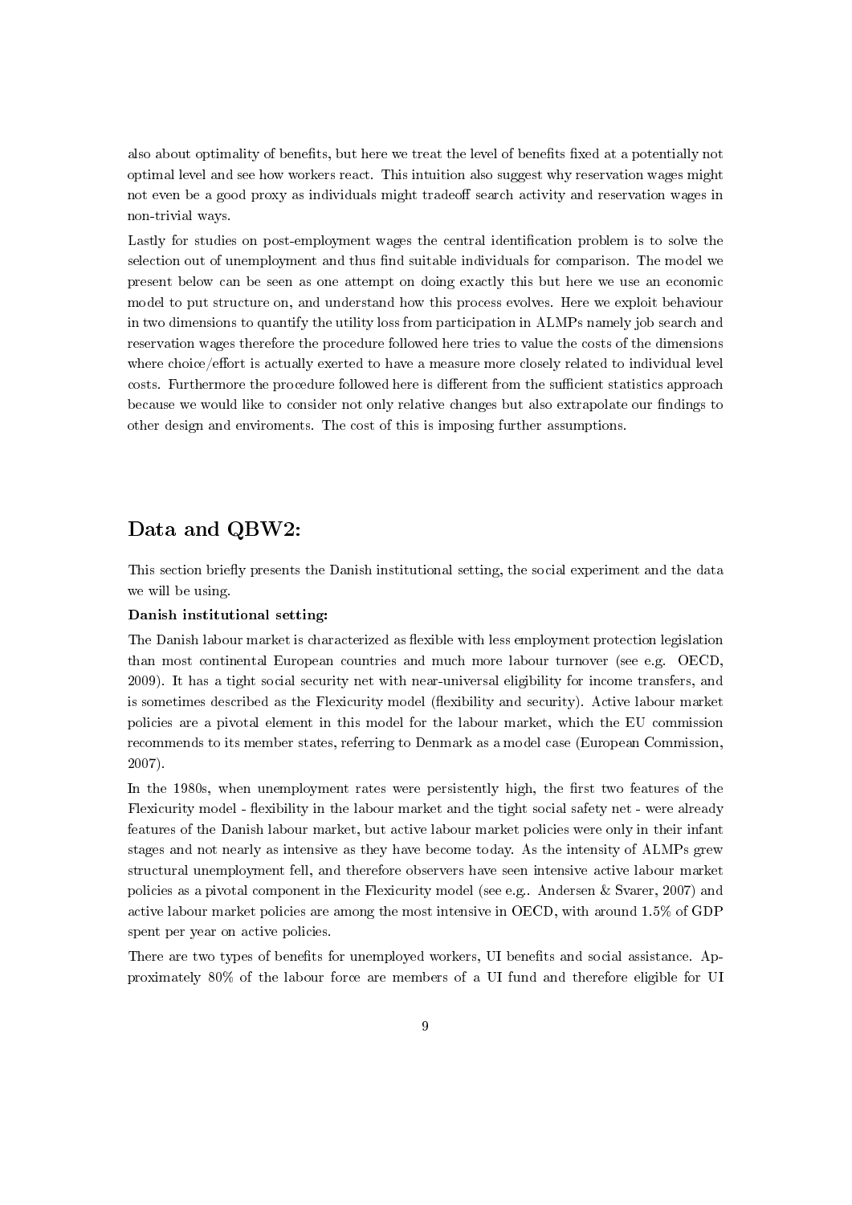also about optimality of benefits, but here we treat the level of benefits fixed at a potentially not optimal level and see how workers react. This intuition also suggest why reservation wages might not even be a good proxy as individuals might tradeoff search activity and reservation wages in non-trivial ways.

Lastly for studies on post-employment wages the central identification problem is to solve the selection out of unemployment and thus find suitable individuals for comparison. The model we present below can be seen as one attempt on doing exactly this but here we use an economic model to put structure on, and understand how this process evolves. Here we exploit behaviour in two dimensions to quantify the utility loss from participation in ALMPs namely job search and reservation wages therefore the procedure followed here tries to value the costs of the dimensions where choice/effort is actually exerted to have a measure more closely related to individual level costs. Furthermore the procedure followed here is different from the sufficient statistics approach because we would like to consider not only relative changes but also extrapolate our findings to other design and enviroments. The cost of this is imposing further assumptions.

## Data and QBW2:

This section briefly presents the Danish institutional setting, the social experiment and the data we will be using.

**Danish institutional setting:**

The Danish labour market is characterized as flexible with less employment protection legislation than most continental European countries and much more labour turnover (see e.g. OECD, 2009). It has a tight social security net with near-universal eligibility for income transfers, and is sometimes described as the Flexicurity model (flexibility and security). Active labour market policies are a pivotal element in this model for the labour market, which the EU commission recommends to its member states, referring to Denmark as a model case (European Commission, 2007).

In the 1980s, when unemployment rates were persistently high, the first two features of the Flexicurity model - flexibility in the labour market and the tight social safety net - were already features of the Danish labour market, but active labour market policies were only in their infant stages and not nearly as intensive as they have become today. As the intensity of ALMPs grew structural unemployment fell, and therefore observers have seen intensive active labour market policies as a pivotal component in the Flexicurity model (see e.g.. Andersen & Svarer, 2007) and active labour market policies are among the most intensive in OECD, with around 1.5% of GDP spent per year on active policies.

There are two types of benefits for unemployed workers, UI benefits and social assistance. Approximately 80% of the labour force are members of a UI fund and therefore eligible for UI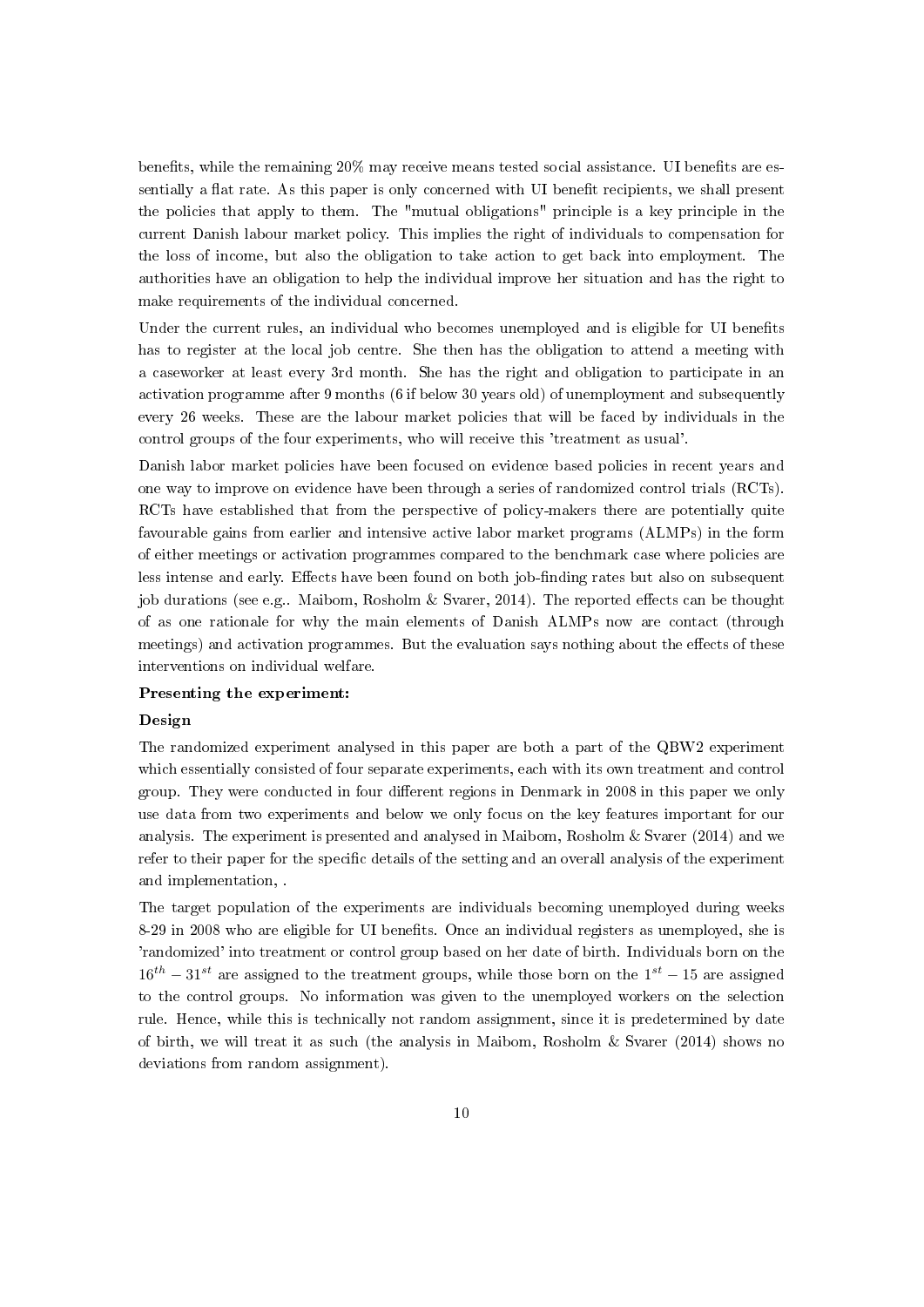benefits, while the remaining 20% may receive means tested social assistance. UI benefits are essentially a flat rate. As this paper is only concerned with UI benefit recipients, we shall present the policies that apply to them. The "mutual obligations" principle is a key principle in the current Danish labour market policy. This implies the right of individuals to compensation for the loss of income, but also the obligation to take action to get back into employment. The authorities have an obligation to help the individual improve her situation and has the right to make requirements of the individual concerned.

Under the current rules, an individual who becomes unemployed and is eligible for UI benefits has to register at the local job centre. She then has the obligation to attend a meeting with a caseworker at least every 3rd month. She has the right and obligation to participate in an activation programme after 9 months (6 if below 30 years old) of unemployment and subsequently every 26 weeks. These are the labour market policies that will be faced by individuals in the control groups of the four experiments, who will receive this 'treatment as usual'.

Danish labor market policies have been focused on evidence based policies in recent years and one way to improve on evidence have been through a series of randomized control trials (RCTs). RCTs have established that from the perspective of policy-makers there are potentially quite favourable gains from earlier and intensive active labor market programs (ALMPs) in the form of either meetings or activation programmes compared to the benchmark case where policies are less intense and early. Effects have been found on both job-finding rates but also on subsequent job durations (see e.g.. Maibom, Rosholm & Svarer, 2014). The reported effects can be thought of as one rationale for why the main elements of Danish ALMPs now are contact (through meetings) and activation programmes. But the evaluation says nothing about the effects of these interventions on individual welfare.

**Presenting the experiment:**

**Design**

The randomized experiment analysed in this paper are both a part of the QBW2 experiment which essentially consisted of four separate experiments, each with its own treatment and control group. They were conducted in four different regions in Denmark in 2008 in this paper we only use data from two experiments and below we only focus on the key features important for our analysis. The experiment is presented and analysed in Maibom, Rosholm & Svarer (2014) and we refer to their paper for the specific details of the setting and an overall analysis of the experiment and implementation, .

The target population of the experiments are individuals becoming unemployed during weeks 8-29 in 2008 who are eligible for UI benefits. Once an individual registers as unemployed, she is 'randomized' into treatment or control group based on her date of birth. Individuals born on the $16^{th} - 31^{st}$ are assigned to the treatment groups, while those born on the $1^{st} - 15$ are assigned to the control groups. No information was given to the unemployed workers on the selection rule. Hence, while this is technically not random assignment, since it is predetermined by date of birth, we will treat it as such (the analysis in Maibom, Rosholm & Svarer (2014) shows no deviations from random assignment).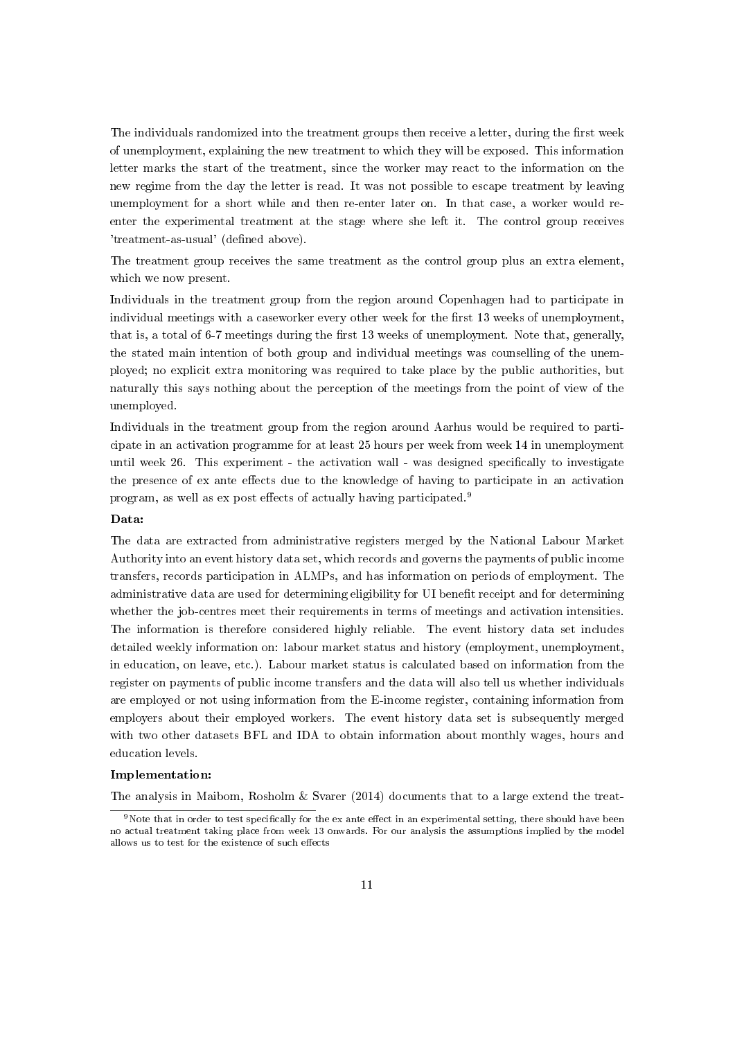The individuals randomized into the treatment groups then receive a letter, during the first week of unemployment, explaining the new treatment to which they will be exposed. This information letter marks the start of the treatment, since the worker may react to the information on the new regime from the day the letter is read. It was not possible to escape treatment by leaving unemployment for a short while and then re-enter later on. In that case, a worker would re-enter the experimental treatment at the stage where she left it. The control group receives 'treatment-as-usual' (defined above).

The treatment group receives the same treatment as the control group plus an extra element, which we now present.

Individuals in the treatment group from the region around Copenhagen had to participate in individual meetings with a caseworker every other week for the first 13 weeks of unemployment, that is, a total of 6-7 meetings during the first 13 weeks of unemployment. Note that, generally, the stated main intention of both group and individual meetings was counselling of the unemployed; no explicit extra monitoring was required to take place by the public authorities, but naturally this says nothing about the perception of the meetings from the point of view of the unemployed.

Individuals in the treatment group from the region around Aarhus would be required to participate in an activation programme for at least 25 hours per week from week 14 in unemployment until week 26. This experiment - the activation wall - was designed specifically to investigate the presence of ex ante effects due to the knowledge of having to participate in an activation program, as well as ex post effects of actually having participated.[9]

**Data:**

The data are extracted from administrative registers merged by the National Labour Market Authority into an event history data set, which records and governs the payments of public income transfers, records participation in ALMPs, and has information on periods of employment. The administrative data are used for determining eligibility for UI benefit receipt and for determining whether the job-centres meet their requirements in terms of meetings and activation intensities. The information is therefore considered highly reliable. The event history data set includes detailed weekly information on: labour market status and history (employment, unemployment, in education, on leave, etc.). Labour market status is calculated based on information from the register on payments of public income transfers and the data will also tell us whether individuals are employed or not using information from the E-income register, containing information from employers about their employed workers. The event history data set is subsequently merged with two other datasets BFL and IDA to obtain information about monthly wages, hours and education levels.

**Implementation:**

The analysis in Maibom, Rosholm & Svarer (2014) documents that to a large extend the treat-

[9] Note that in order to test specifically for the ex ante effect in an experimental setting, there should have been no actual treatment taking place from week 13 onwards. For our analysis the assumptions implied by the model allows us to test for the existence of such effects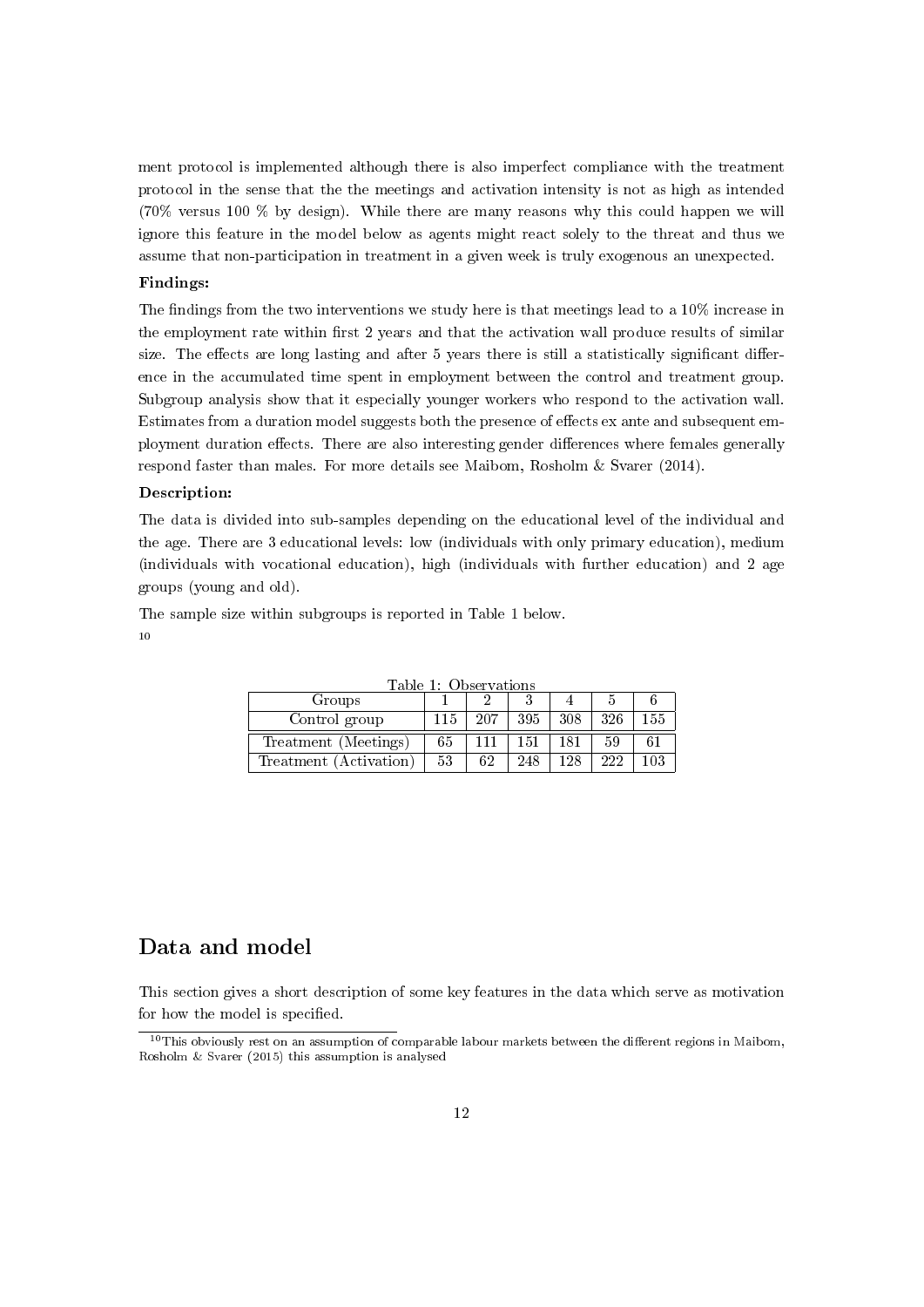ment protocol is implemented although there is also imperfect compliance with the treatment protocol in the sense that the the meetings and activation intensity is not as high as intended (70% versus 100 % by design). While there are many reasons why this could happen we will ignore this feature in the model below as agents might react solely to the threat and thus we assume that non-participation in treatment in a given week is truly exogenous an unexpected.

**Findings:**

The findings from the two interventions we study here is that meetings lead to a 10% increase in the employment rate within first 2 years and that the activation wall produce results of similar size. The effects are long lasting and after 5 years there is still a statistically significant difference in the accumulated time spent in employment between the control and treatment group. Subgroup analysis show that it especially younger workers who respond to the activation wall. Estimates from a duration model suggests both the presence of effects ex ante and subsequent employment duration effects. There are also interesting gender differences where females generally respond faster than males. For more details see Maibom, Rosholm & Svarer (2014).

**Description:**

The data is divided into sub-samples depending on the educational level of the individual and the age. There are 3 educational levels: low (individuals with only primary education), medium (individuals with vocational education), high (individuals with further education) and 2 age groups (young and old).

The sample size within subgroups is reported in Table 1 below.
[10]

Table 1: Observations

| Groups | 1 | 2 | 3 | 4 | 5 | 6 |
|---|---|---|---|---|---|---|
| Control group | 115 | 207 | 395 | 308 | 326 | 155 |
| Treatment (Meetings) | 65 | 111 | 151 | 181 | 59 | 61 |
| Treatment (Activation) | 53 | 62 | 248 | 128 | 222 | 103 |

## Data and model

This section gives a short description of some key features in the data which serve as motivation for how the model is specified.

[10] This obviously rest on an assumption of comparable labour markets between the different regions in Maibom, Rosholm & Svarer (2015) this assumption is analysed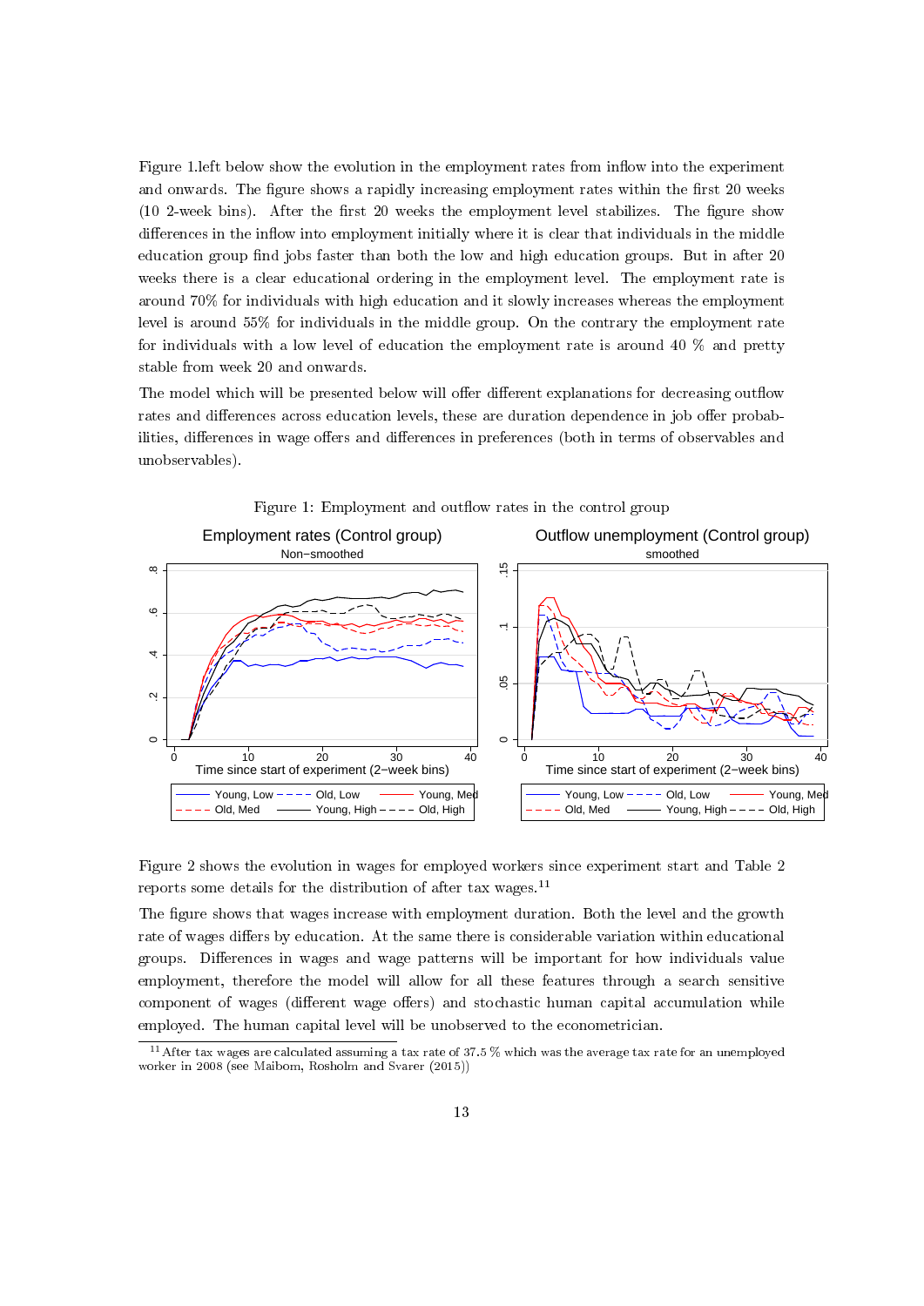Figure 1.left below show the evolution in the employment rates from inflow into the experiment and onwards. The figure shows a rapidly increasing employment rates within the first 20 weeks (10 2-week bins). After the first 20 weeks the employment level stabilizes. The figure show differences in the inflow into employment initially where it is clear that individuals in the middle education group find jobs faster than both the low and high education groups. But in after 20 weeks there is a clear educational ordering in the employment level. The employment rate is around 70% for individuals with high education and it slowly increases whereas the employment level is around 55% for individuals in the middle group. On the contrary the employment rate for individuals with a low level of education the employment rate is around 40 % and pretty stable from week 20 and onwards.

The model which will be presented below will offer different explanations for decreasing outflow rates and differences across education levels, these are duration dependence in job offer probabilities, differences in wage offers and differences in preferences (both in terms of observables and unobservables).

Figure 1: Employment and outflow rates in the control group

Figure 2 shows the evolution in wages for employed workers since experiment start and Table 2 reports some details for the distribution of after tax wages.[11]

The figure shows that wages increase with employment duration. Both the level and the growth rate of wages differs by education. At the same there is considerable variation within educational groups. Differences in wages and wage patterns will be important for how individuals value employment, therefore the model will allow for all these features through a search sensitive component of wages (different wage offers) and stochastic human capital accumulation while employed. The human capital level will be unobserved to the econometrician.

[11] After tax wages are calculated assuming a tax rate of 37.5 % which was the average tax rate for an unemployed worker in 2008 (see Maibom, Rosholm and Svarer (2015))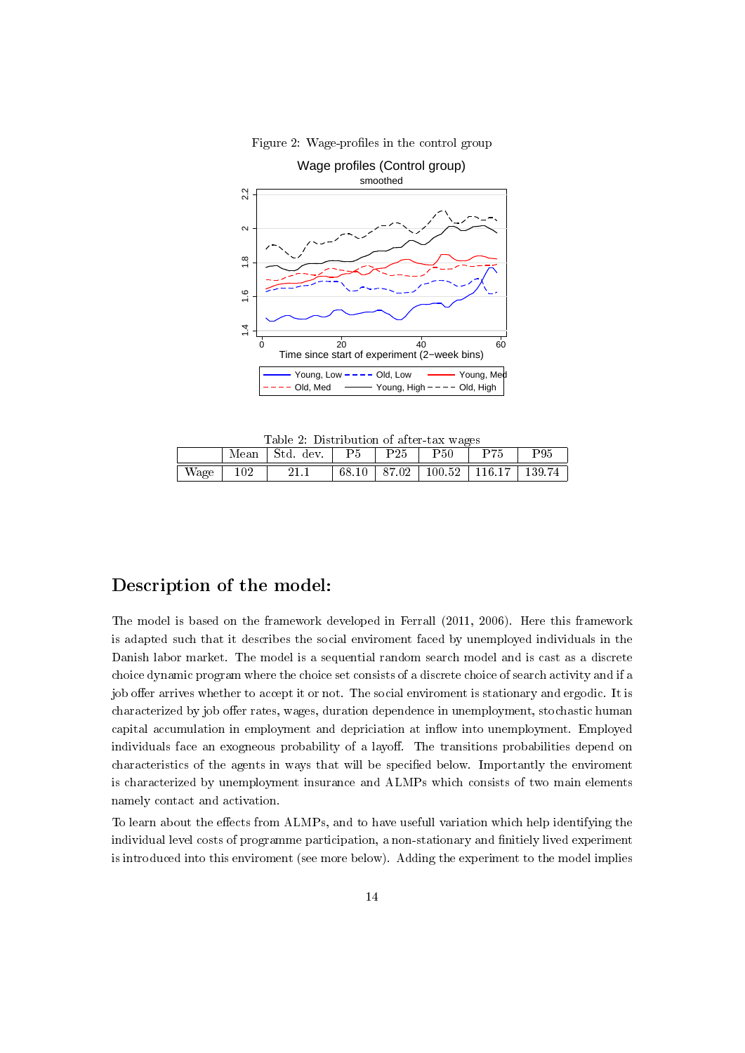Figure 2: Wage-profiles in the control group

Table 2: Distribution of after-tax wages

| | Mean | Std. dev. | P5 | P25 | P50 | P75 | P95 |
|---|---|---|---|---|---|---|---|
| Wage | 102 | 21.1 | 68.10 | 87.02 | 100.52 | 116.17 | 139.74 |

## Description of the model:

The model is based on the framework developed in Ferrall (2011, 2006). Here this framework is adapted such that it describes the social enviroment faced by unemployed individuals in the Danish labor market. The model is a sequential random search model and is cast as a discrete choice dynamic program where the choice set consists of a discrete choice of search activity and if a job offer arrives whether to accept it or not. The social enviroment is stationary and ergodic. It is characterized by job offer rates, wages, duration dependence in unemployment, stochastic human capital accumulation in employment and depriciation at inflow into unemployment. Employed individuals face an exogneous probability of a layoff. The transitions probabilities depend on characteristics of the agents in ways that will be specified below. Importantly the enviroment is characterized by unemployment insurance and ALMPs which consists of two main elements namely contact and activation.

To learn about the effects from ALMPs, and to have usefull variation which help identifying the individual level costs of programme participation, a non-stationary and finitiely lived experiment is introduced into this enviroment (see more below). Adding the experiment to the model implies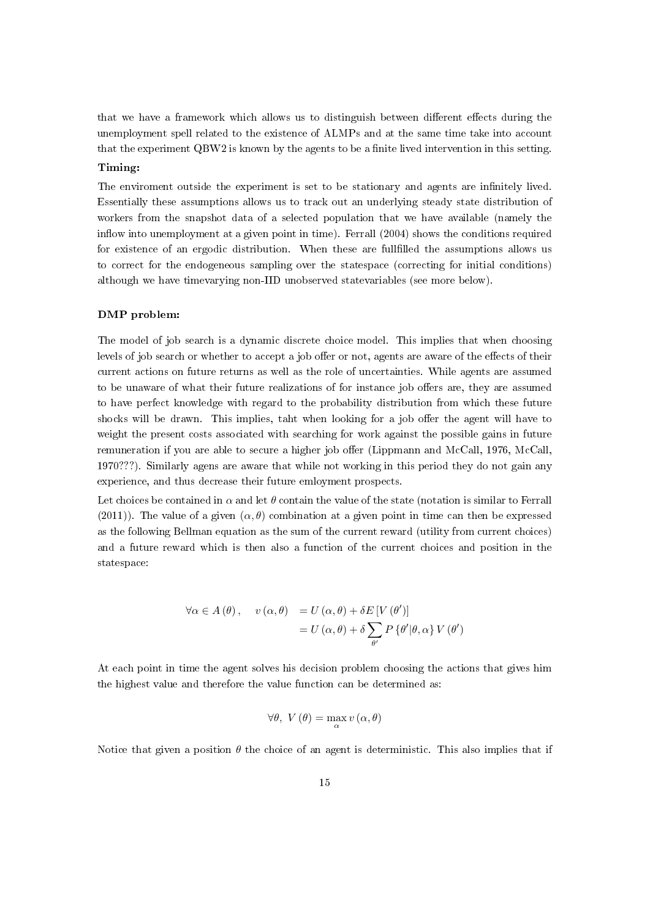that we have a framework which allows us to distinguish between different effects during the unemployment spell related to the existence of ALMPs and at the same time take into account that the experiment QBW2 is known by the agents to be a finite lived intervention in this setting.

**Timing:**

The enviroment outside the experiment is set to be stationary and agents are infinitely lived. Essentially these assumptions allows us to track out an underlying steady state distribution of workers from the snapshot data of a selected population that we have available (namely the inflow into unemployment at a given point in time). Ferrall (2004) shows the conditions required for existence of an ergodic distribution. When these are fullfilled the assumptions allows us to correct for the endogeneous sampling over the statespace (correcting for initial conditions) although we have timevarying non-IID unobserved statevariables (see more below).

**DMP problem:**

The model of job search is a dynamic discrete choice model. This implies that when choosing levels of job search or whether to accept a job offer or not, agents are aware of the effects of their current actions on future returns as well as the role of uncertainties. While agents are assumed to be unaware of what their future realizations of for instance job offers are, they are assumed to have perfect knowledge with regard to the probability distribution from which these future shocks will be drawn. This implies, taht when looking for a job offer the agent will have to weight the present costs associated with searching for work against the possible gains in future remuneration if you are able to secure a higher job offer (Lippmann and McCall, 1976, McCall, 1970???). Similarly agens are aware that while not working in this period they do not gain any experience, and thus decrease their future emloyment prospects.

Let choices be contained in $\alpha$ and let $\theta$ contain the value of the state (notation is similar to Ferrall (2011)). The value of a given $(\alpha, \theta)$ combination at a given point in time can then be expressed as the following Bellman equation as the sum of the current reward (utility from current choices) and a future reward which is then also a function of the current choices and position in the statespace:

$$
\begin{aligned}
\forall \alpha \in A(\theta), \quad v(\alpha, \theta) &= U(\alpha, \theta) + \delta E\left[V(\theta')\right] \\
&= U(\alpha, \theta) + \delta \sum_{\theta'} P\left\{\theta' | \theta, \alpha\right\} V(\theta')
\end{aligned}
$$

At each point in time the agent solves his decision problem choosing the actions that gives him the highest value and therefore the value function can be determined as:

$$
\forall \theta, \ V(\theta) = \max_{\alpha} v(\alpha, \theta)
$$

Notice that given a position $\theta$ the choice of an agent is deterministic. This also implies that if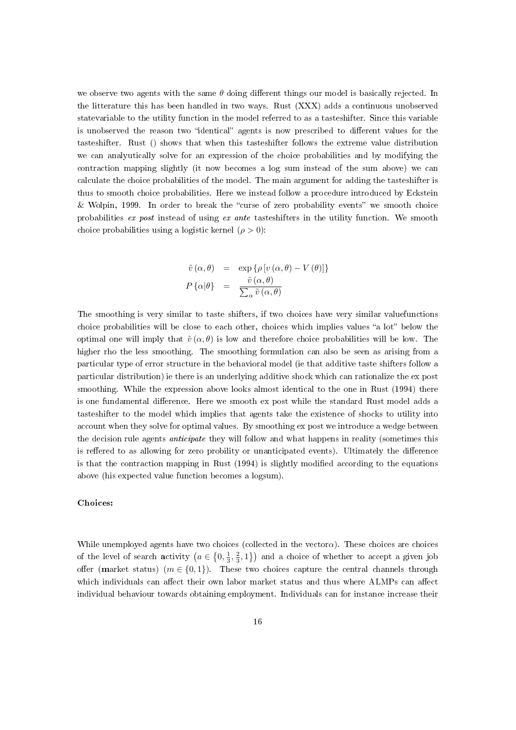we observe two agents with the same $\theta$ doing different things our model is basically rejected. In the litterature this has been handled in two ways. Rust (XXX) adds a continuous unobserved statevariable to the utility function in the model referred to as a tasteshifter. Since this variable is unobserved the reason two "identical" agents is now prescribed to different values for the tasteshifter. Rust () shows that when this tasteshifter follows the extreme value distribution we can analyutically solve for an expression of the choice probabilities and by modifying the contraction mapping slightly (it now becomes a log sum instead of the sum above) we can calculate the choice probabilities of the model. The main argument for adding the tasteshifter is thus to smooth choice probabilities. Here we instead follow a procedure introduced by Eckstein & Wolpin, 1999. In order to break the "curse of zero probability events" we smooth choice probabilities *ex post* instead of using *ex ante* tasteshifters in the utility function. We smooth choice probabilities using a logistic kernel ($\rho > 0$):

$$
\begin{aligned}
\tilde{v}(\alpha, \theta) &= \exp\{\rho [v(\alpha, \theta) - V(\theta)]\} \\
P\{\alpha|\theta\} &= \frac{\tilde{v}(\alpha, \theta)}{\sum_{\alpha} \tilde{v}(\alpha, \theta)}
\end{aligned}
$$

The smoothing is very similar to taste shifters, if two choices have very similar valuefunctions choice probabilities will be close to each other, choices which implies values "a lot" below the optimal one will imply that $\tilde{v}(\alpha, \theta)$ is low and therefore choice probabilities will be low. The higher rho the less smoothing. The smoothing formulation can also be seen as arising from a particular type of error structure in the behavioral model (ie that additive taste shifters follow a particular distribution) ie there is an underlying additive shock which can rationalize the ex post smoothing. While the expression above looks almost identical to the one in Rust (1994) there is one fundamental difference. Here we smooth ex post while the standard Rust model adds a tasteshifter to the model which implies that agents take the existence of shocks to utility into account when they solve for optimal values. By smoothing ex post we introduce a wedge between the decision rule agents *anticipate* they will follow and what happens in reality (sometimes this is reffered to as allowing for zero probility or unanticipated events). Ultimately the difference is that the contraction mapping in Rust (1994) is slightly modified according to the equations above (his expected value function becomes a logsum).

**Choices:**

While unemployed agents have two choices (collected in the vector$\alpha$). These choices are choices of the level of search **a**ctivity $\left(a \in \left\{0, \frac{1}{3}, \frac{2}{3}, 1\right\}\right)$ and a choice of whether to accept a given job offer (**m**arket status) ($m \in \{0, 1\}$). These two choices capture the central channels through which individuals can affect their own labor market status and thus where ALMPs can affect individual behaviour towards obtaining employment. Individuals can for instance increase their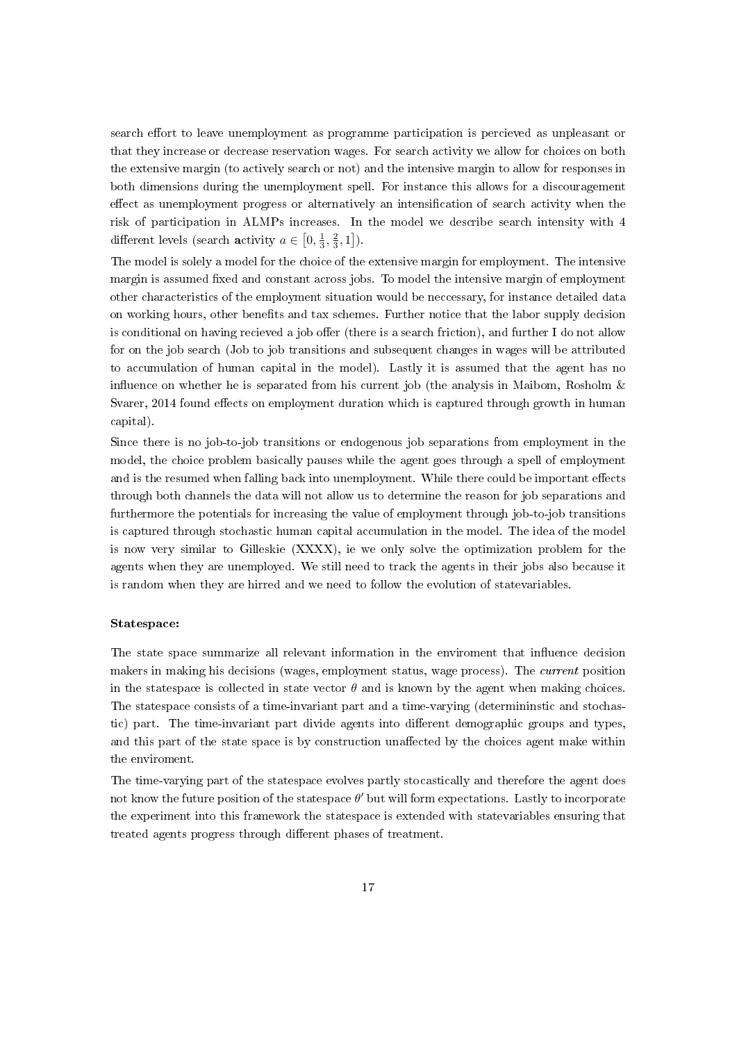search effort to leave unemployment as programme participation is percieved as unpleasant or that they increase or decrease reservation wages. For search activity we allow for choices on both the extensive margin (to actively search or not) and the intensive margin to allow for responses in both dimensions during the unemployment spell. For instance this allows for a discouragement effect as unemployment progress or alternatively an intensification of search activity when the risk of participation in ALMPs increases. In the model we describe search intensity with 4 different levels (search **a**ctivity $a \in \left[0, \frac{1}{3}, \frac{2}{3}, 1\right]$).

The model is solely a model for the choice of the extensive margin for employment. The intensive margin is assumed fixed and constant across jobs. To model the intensive margin of employment other characteristics of the employment situation would be neccessary, for instance detailed data on working hours, other benefits and tax schemes. Further notice that the labor supply decision is conditional on having recieved a job offer (there is a search friction), and further I do not allow for on the job search (Job to job transitions and subsequent changes in wages will be attributed to accumulation of human capital in the model). Lastly it is assumed that the agent has no influence on whether he is separated from his current job (the analysis in Maibom, Rosholm & Svarer, 2014 found effects on employment duration which is captured through growth in human capital).

Since there is no job-to-job transitions or endogenous job separations from employment in the model, the choice problem basically pauses while the agent goes through a spell of employment and is the resumed when falling back into unemployment. While there could be important effects through both channels the data will not allow us to determine the reason for job separations and furthermore the potentials for increasing the value of employment through job-to-job transitions is captured through stochastic human capital accumulation in the model. The idea of the model is now very similar to Gilleskie (XXXX), ie we only solve the optimization problem for the agents when they are unemployed. We still need to track the agents in their jobs also because it is random when they are hirred and we need to follow the evolution of statevariables.

**Statespace:**

The state space summarize all relevant information in the enviroment that influence decision makers in making his decisions (wages, employment status, wage process). The *current* position in the statespace is collected in state vector $\theta$ and is known by the agent when making choices. The statespace consists of a time-invariant part and a time-varying (determininstic and stochastic) part. The time-invariant part divide agents into different demographic groups and types, and this part of the state space is by construction unaffected by the choices agent make within the enviroment.

The time-varying part of the statespace evolves partly stocastically and therefore the agent does not know the future position of the statespace $\theta'$ but will form expectations. Lastly to incorporate the experiment into this framework the statespace is extended with statevariables ensuring that treated agents progress through different phases of treatment.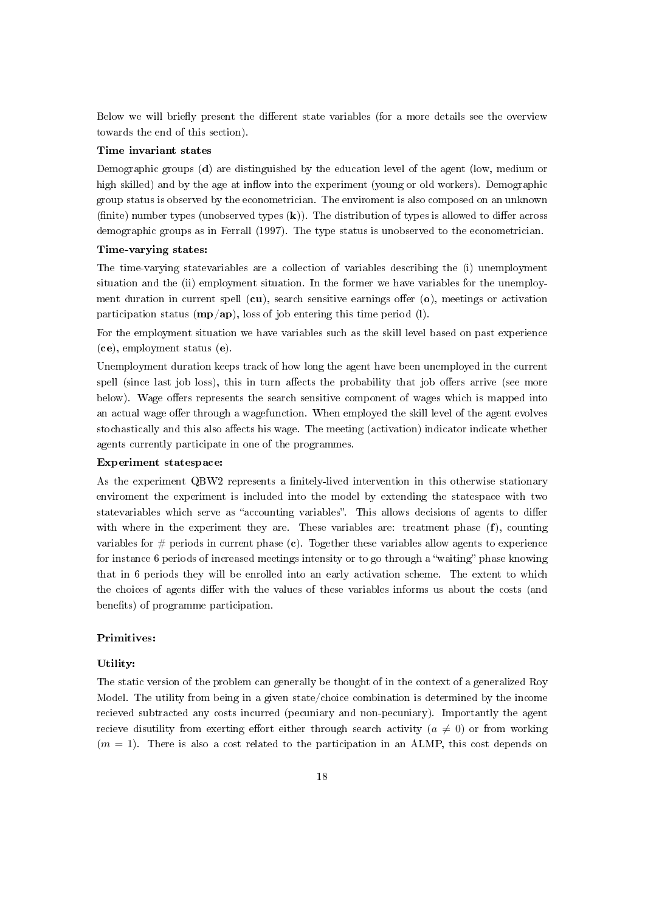Below we will briefly present the different state variables (for a more details see the overview towards the end of this section).

**Time invariant states**

Demographic groups (**d**) are distinguished by the education level of the agent (low, medium or high skilled) and by the age at inflow into the experiment (young or old workers). Demographic group status is observed by the econometrician. The enviroment is also composed on an unknown (finite) number types (unobserved types (**k**)). The distribution of types is allowed to differ across demographic groups as in Ferrall (1997). The type status is unobserved to the econometrician.

**Time-varying states:**

The time-varying statevariables are a collection of variables describing the (i) unemployment situation and the (ii) employment situation. In the former we have variables for the unemployment duration in current spell (**cu**), search sensitive earnings offer (**o**), meetings or activation participation status (**mp**/**ap**), loss of job entering this time period (**l**).

For the employment situation we have variables such as the skill level based on past experience (**ce**), employment status (**e**).

Unemployment duration keeps track of how long the agent have been unemployed in the current spell (since last job loss), this in turn affects the probability that job offers arrive (see more below). Wage offers represents the search sensitive component of wages which is mapped into an actual wage offer through a wagefunction. When employed the skill level of the agent evolves stochastically and this also affects his wage. The meeting (activation) indicator indicate whether agents currently participate in one of the programmes.

**Experiment statespace:**

As the experiment QBW2 represents a finitely-lived intervention in this otherwise stationary enviroment the experiment is included into the model by extending the statespace with two statevariables which serve as "accounting variables". This allows decisions of agents to differ with where in the experiment they are. These variables are: treatment phase (**f**), counting variables for # periods in current phase (**c**). Together these variables allow agents to experience for instance 6 periods of increased meetings intensity or to go through a "waiting" phase knowing that in 6 periods they will be enrolled into an early activation scheme. The extent to which the choices of agents differ with the values of these variables informs us about the costs (and benefits) of programme participation.

**Primitives:**

**Utility:**

The static version of the problem can generally be thought of in the context of a generalized Roy Model. The utility from being in a given state/choice combination is determined by the income recieved subtracted any costs incurred (pecuniary and non-pecuniary). Importantly the agent recieve disutility from exerting effort either through search activity ($a \neq 0$) or from working ($m = 1$). There is also a cost related to the participation in an ALMP, this cost depends on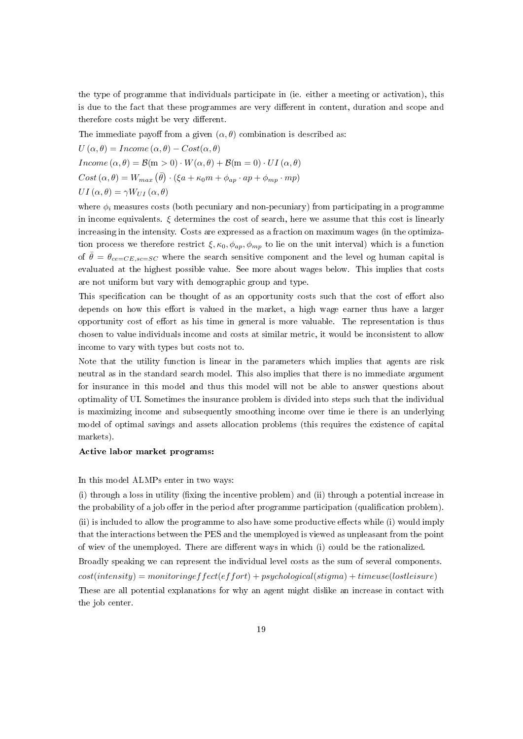the type of programme that individuals participate in (ie. either a meeting or activation), this is due to the fact that these programmes are very different in content, duration and scope and therefore costs might be very different.

The immediate payoff from a given $(\alpha, \theta)$ combination is described as:

$U(\alpha, \theta) = Income(\alpha, \theta) - Cost(\alpha, \theta)$

$Income(\alpha, \theta) = \mathcal{B}(\mathrm{m} > 0) \cdot W(\alpha, \theta) + \mathcal{B}(\mathrm{m} = 0) \cdot UI(\alpha, \theta)$

$Cost(\alpha, \theta) = W_{max}(\bar{\theta}) \cdot (\xi a + \kappa_0 m + \phi_{ap} \cdot ap + \phi_{mp} \cdot mp)$

$UI(\alpha, \theta) = \gamma W_{UI}(\alpha, \theta)$

where $\phi_i$ measures costs (both pecuniary and non-pecuniary) from participating in a programme in income equivalents. $\xi$ determines the cost of search, here we assume that this cost is linearly increasing in the intensity. Costs are expressed as a fraction on maximum wages (in the optimization process we therefore restrict $\xi, \kappa_0, \phi_{ap}, \phi_{mp}$ to lie on the unit interval) which is a function of $\bar{\theta} = \theta_{ce=CE,sc=SC}$ where the search sensitive component and the level og human capital is evaluated at the highest possible value. See more about wages below. This implies that costs are not uniform but vary with demographic group and type.

This specification can be thought of as an opportunity costs such that the cost of effort also depends on how this effort is valued in the market, a high wage earner thus have a larger opportunity cost of effort as his time in general is more valuable. The representation is thus chosen to value individuals income and costs at similar metric, it would be inconsistent to allow income to vary with types but costs not to.

Note that the utility function is linear in the parameters which implies that agents are risk neutral as in the standard search model. This also implies that there is no immediate argument for insurance in this model and thus this model will not be able to answer questions about optimality of UI. Sometimes the insurance problem is divided into steps such that the individual is maximizing income and subsequently smoothing income over time ie there is an underlying model of optimal savings and assets allocation problems (this requires the existence of capital markets).

**Active labor market programs:**

In this model ALMPs enter in two ways:

(i) through a loss in utility (fixing the incentive problem) and (ii) through a potential increase in the probability of a job offer in the period after programme participation (qualification problem). (ii) is included to allow the programme to also have some productive effects while (i) would imply that the interactions between the PES and the unemployed is viewed as unpleasant from the point of wiev of the unemployed. There are different ways in which (i) could be the rationalized.

Broadly speaking we can represent the individual level costs as the sum of several components.

$cost(intensity) = monitoringeffect(effort) + psychological(stigma) + timeuse(lostleisure)$

These are all potential explanations for why an agent might dislike an increase in contact with the job center.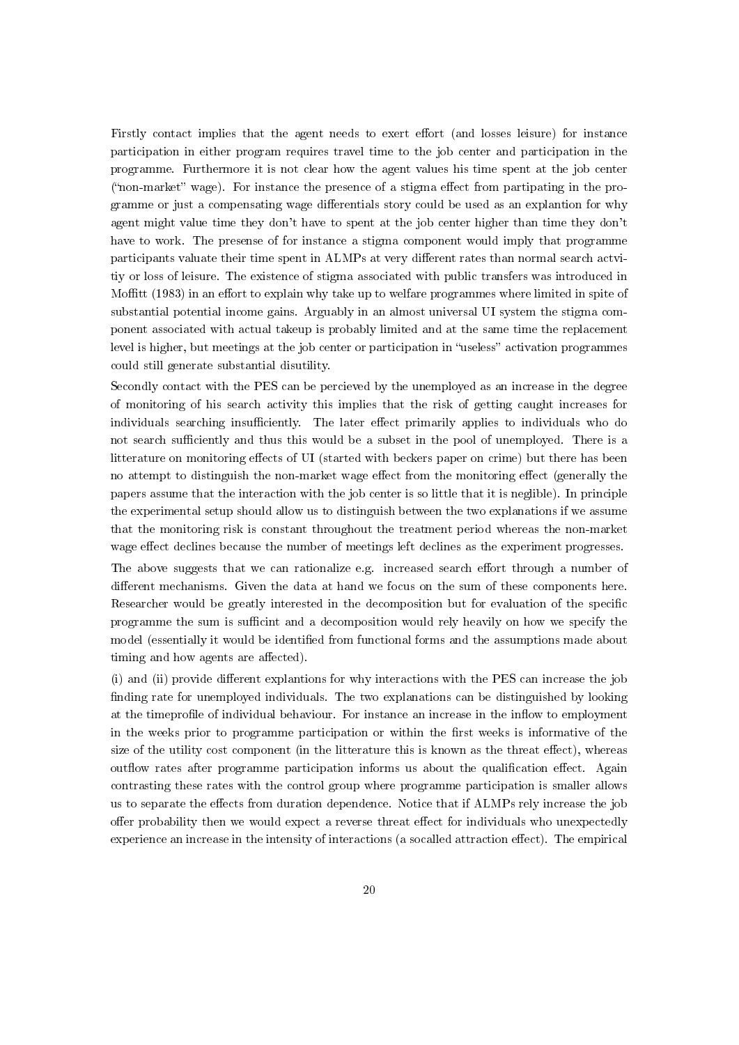Firstly contact implies that the agent needs to exert effort (and losses leisure) for instance participation in either program requires travel time to the job center and participation in the programme. Furthermore it is not clear how the agent values his time spent at the job center ("non-market" wage). For instance the presence of a stigma effect from partipating in the programme or just a compensating wage differentials story could be used as an explantion for why agent might value time they don't have to spent at the job center higher than time they don't have to work. The presense of for instance a stigma component would imply that programme participants valuate their time spent in ALMPs at very different rates than normal search actvitiy or loss of leisure. The existence of stigma associated with public transfers was introduced in Moffitt (1983) in an effort to explain why take up to welfare programmes where limited in spite of substantial potential income gains. Arguably in an almost universal UI system the stigma component associated with actual takeup is probably limited and at the same time the replacement level is higher, but meetings at the job center or participation in "useless" activation programmes could still generate substantial disutility.

Secondly contact with the PES can be percieved by the unemployed as an increase in the degree of monitoring of his search activity this implies that the risk of getting caught increases for individuals searching insufficiently. The later effect primarily applies to individuals who do not search sufficiently and thus this would be a subset in the pool of unemployed. There is a litterature on monitoring effects of UI (started with beckers paper on crime) but there has been no attempt to distinguish the non-market wage effect from the monitoring effect (generally the papers assume that the interaction with the job center is so little that it is neglible). In principle the experimental setup should allow us to distinguish between the two explanations if we assume that the monitoring risk is constant throughout the treatment period whereas the non-market wage effect declines because the number of meetings left declines as the experiment progresses.

The above suggests that we can rationalize e.g. increased search effort through a number of different mechanisms. Given the data at hand we focus on the sum of these components here. Researcher would be greatly interested in the decomposition but for evaluation of the specific programme the sum is sufficint and a decomposition would rely heavily on how we specify the model (essentially it would be identified from functional forms and the assumptions made about timing and how agents are affected).

(i) and (ii) provide different explantions for why interactions with the PES can increase the job finding rate for unemployed individuals. The two explanations can be distinguished by looking at the timeprofile of individual behaviour. For instance an increase in the inflow to employment in the weeks prior to programme participation or within the first weeks is informative of the size of the utility cost component (in the litterature this is known as the threat effect), whereas outflow rates after programme participation informs us about the qualification effect. Again contrasting these rates with the control group where programme participation is smaller allows us to separate the effects from duration dependence. Notice that if ALMPs rely increase the job offer probability then we would expect a reverse threat effect for individuals who unexpectedly experience an increase in the intensity of interactions (a socalled attraction effect). The empirical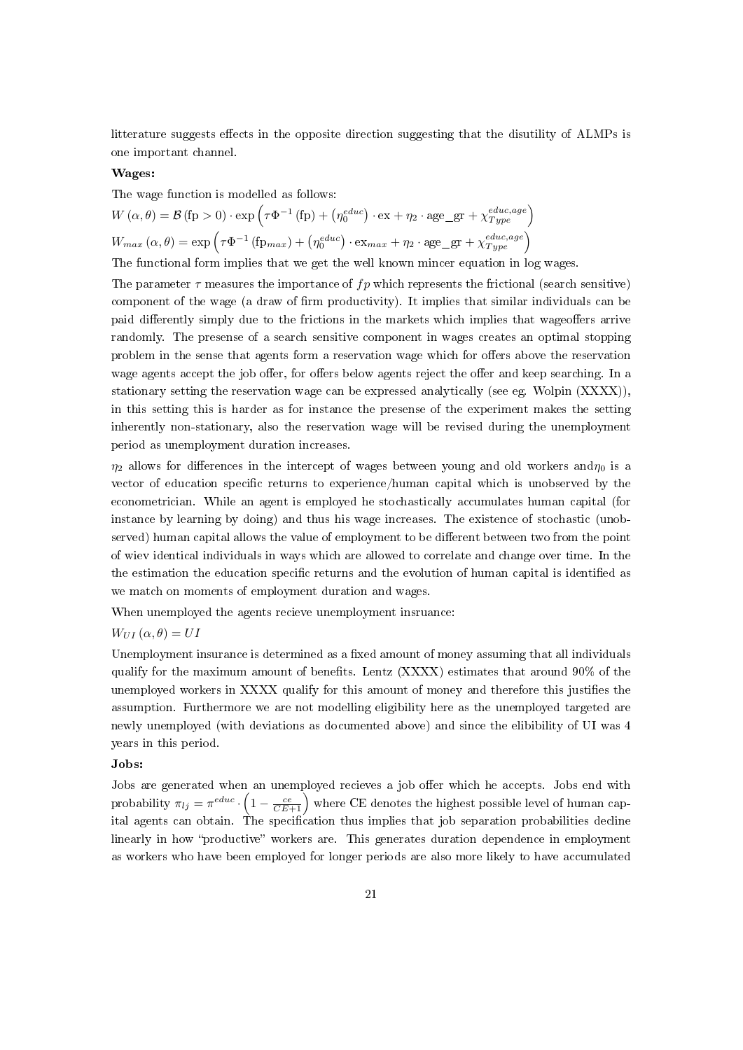litterature suggests effects in the opposite direction suggesting that the disutility of ALMPs is one important channel.

**Wages:**

The wage function is modelled as follows:

$W(\alpha, \theta) = \mathcal{B}(\text{fp} > 0) \cdot \exp\left(\tau \Phi^{-1}(\text{fp}) + \left(\eta_0^{educ}\right) \cdot \text{ex} + \eta_2 \cdot \text{age\_gr} + \chi_{Type}^{educ,age}\right)$

$W_{max}(\alpha, \theta) = \exp\left(\tau \Phi^{-1}(\text{fp}_{max}) + \left(\eta_0^{educ}\right) \cdot \text{ex}_{max} + \eta_2 \cdot \text{age\_gr} + \chi_{Type}^{educ,age}\right)$

The functional form implies that we get the well known mincer equation in log wages.

The parameter $\tau$ measures the importance of $fp$ which represents the frictional (search sensitive) component of the wage (a draw of firm productivity). It implies that similar individuals can be paid differently simply due to the frictions in the markets which implies that wageoffers arrive randomly. The presense of a search sensitive component in wages creates an optimal stopping problem in the sense that agents form a reservation wage which for offers above the reservation wage agents accept the job offer, for offers below agents reject the offer and keep searching. In a stationary setting the reservation wage can be expressed analytically (see eg. Wolpin (XXXX)), in this setting this is harder as for instance the presense of the experiment makes the setting inherently non-stationary, also the reservation wage will be revised during the unemployment period as unemployment duration increases.

$\eta_2$ allows for differences in the intercept of wages between young and old workers and$\eta_0$ is a vector of education specific returns to experience/human capital which is unobserved by the econometrician. While an agent is employed he stochastically accumulates human capital (for instance by learning by doing) and thus his wage increases. The existence of stochastic (unobserved) human capital allows the value of employment to be different between two from the point of wiev identical individuals in ways which are allowed to correlate and change over time. In the the estimation the education specific returns and the evolution of human capital is identified as we match on moments of employment duration and wages.

When unemployed the agents recieve unemployment insruance:

$W_{UI}(\alpha, \theta) = UI$

Unemployment insurance is determined as a fixed amount of money assuming that all individuals qualify for the maximum amount of benefits. Lentz (XXXX) estimates that around 90% of the unemployed workers in XXXX qualify for this amount of money and therefore this justifies the assumption. Furthermore we are not modelling eligibility here as the unemployed targeted are newly unemployed (with deviations as documented above) and since the elibibility of UI was 4 years in this period.

**Jobs:**

Jobs are generated when an unemployed recieves a job offer which he accepts. Jobs end with probability $\pi_{lj} = \pi^{educ} \cdot \left(1 - \frac{ce}{CE+1}\right)$ where CE denotes the highest possible level of human capital agents can obtain. The specification thus implies that job separation probabilities decline linearly in how "productive" workers are. This generates duration dependence in employment as workers who have been employed for longer periods are also more likely to have accumulated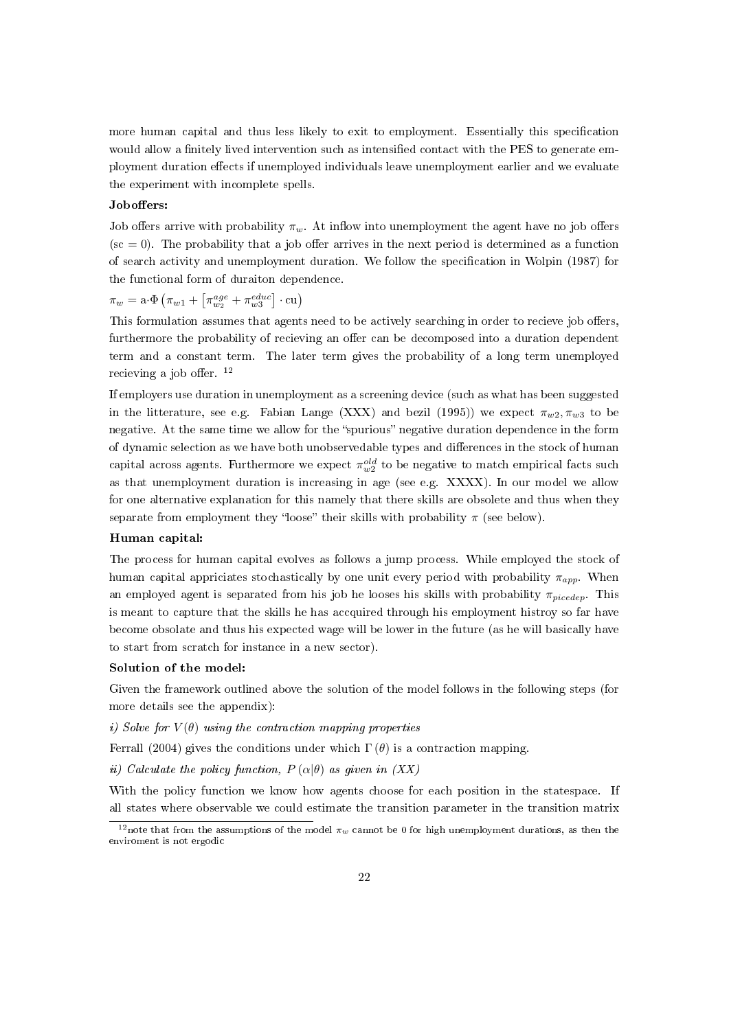more human capital and thus less likely to exit to employment. Essentially this specification would allow a finitely lived intervention such as intensified contact with the PES to generate employment duration effects if unemployed individuals leave unemployment earlier and we evaluate the experiment with incomplete spells.

**Joboffers:**

Job offers arrive with probability $\pi_w$. At inflow into unemployment the agent have no job offers (sc = 0). The probability that a job offer arrives in the next period is determined as a function of search activity and unemployment duration. We follow the specification in Wolpin (1987) for the functional form of duraiton dependence.

$\pi_w = \mathrm{a}\cdot\Phi\left(\pi_{w1} + \left[\pi_{w2}^{age} + \pi_{w3}^{educ}\right]\cdot \mathrm{cu}\right)$

This formulation assumes that agents need to be actively searching in order to recieve job offers, furthermore the probability of recieving an offer can be decomposed into a duration dependent term and a constant term. The later term gives the probability of a long term unemployed recieving a job offer. [12]

If employers use duration in unemployment as a screening device (such as what has been suggested in the litterature, see e.g. Fabian Lange (XXX) and bezil (1995)) we expect $\pi_{w2}, \pi_{w3}$ to be negative. At the same time we allow for the "spurious" negative duration dependence in the form of dynamic selection as we have both unobservedable types and differences in the stock of human capital across agents. Furthermore we expect $\pi_{w2}^{old}$ to be negative to match empirical facts such as that unemployment duration is increasing in age (see e.g. XXXX). In our model we allow for one alternative explanation for this namely that there skills are obsolete and thus when they separate from employment they "loose" their skills with probability $\pi$ (see below).

**Human capital:**

The process for human capital evolves as follows a jump process. While employed the stock of human capital appriciates stochastically by one unit every period with probability $\pi_{app}$. When an employed agent is separated from his job he looses his skills with probability $\pi_{picedep}$. This is meant to capture that the skills he has accquired through his employment histroy so far have become obsolate and thus his expected wage will be lower in the future (as he will basically have to start from scratch for instance in a new sector).

**Solution of the model:**

Given the framework outlined above the solution of the model follows in the following steps (for more details see the appendix):

*i) Solve for $V(\theta)$ using the contraction mapping properties*

Ferrall (2004) gives the conditions under which $\Gamma(\theta)$ is a contraction mapping.

*ii) Calculate the policy function, $P(\alpha|\theta)$ as given in (XX)*

With the policy function we know how agents choose for each position in the statespace. If all states where observable we could estimate the transition parameter in the transition matrix

[12] note that from the assumptions of the model $\pi_w$ cannot be 0 for high unemployment durations, as then the enviroment is not ergodic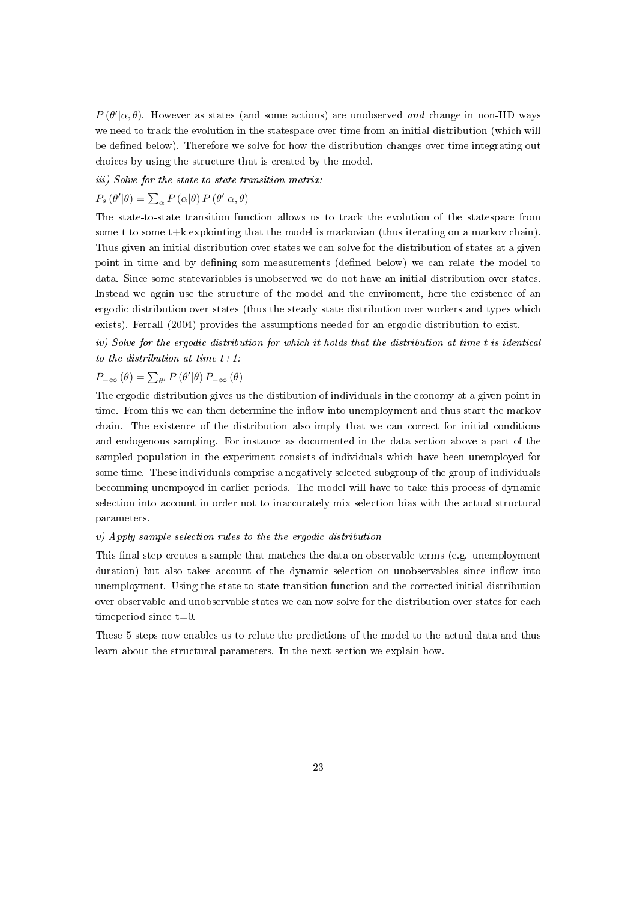$P(\theta'|\alpha,\theta)$. However as states (and some actions) are unobserved *and* change in non-IID ways we need to track the evolution in the statespace over time from an initial distribution (which will be defined below). Therefore we solve for how the distribution changes over time integrating out choices by using the structure that is created by the model.

*iii) Solve for the state-to-state transition matrix:*

$P_s(\theta'|\theta) = \sum_\alpha P(\alpha|\theta) P(\theta'|\alpha,\theta)$

The state-to-state transition function allows us to track the evolution of the statespace from some t to some t+k explointing that the model is markovian (thus iterating on a markov chain). Thus given an initial distribution over states we can solve for the distribution of states at a given point in time and by defining som measurements (defined below) we can relate the model to data. Since some statevariables is unobserved we do not have an initial distribution over states. Instead we again use the structure of the model and the enviroment, here the existence of an ergodic distribution over states (thus the steady state distribution over workers and types which exists). Ferrall (2004) provides the assumptions needed for an ergodic distribution to exist.

*iv) Solve for the ergodic distribution for which it holds that the distribution at time t is identical to the distribution at time t+1:*

$P_{-\infty}(\theta) = \sum_{\theta'} P(\theta'|\theta) P_{-\infty}(\theta)$

The ergodic distribution gives us the distibution of individuals in the economy at a given point in time. From this we can then determine the inflow into unemployment and thus start the markov chain. The existence of the distribution also imply that we can correct for initial conditions and endogenous sampling. For instance as documented in the data section above a part of the sampled population in the experiment consists of individuals which have been unemployed for some time. These individuals comprise a negatively selected subgroup of the group of individuals becomming unempoyed in earlier periods. The model will have to take this process of dynamic selection into account in order not to inaccurately mix selection bias with the actual structural parameters.

*v) Apply sample selection rules to the the ergodic distribution*

This final step creates a sample that matches the data on observable terms (e.g. unemployment duration) but also takes account of the dynamic selection on unobservables since inflow into unemployment. Using the state to state transition function and the corrected initial distribution over observable and unobservable states we can now solve for the distribution over states for each timeperiod since t=0.

These 5 steps now enables us to relate the predictions of the model to the actual data and thus learn about the structural parameters. In the next section we explain how.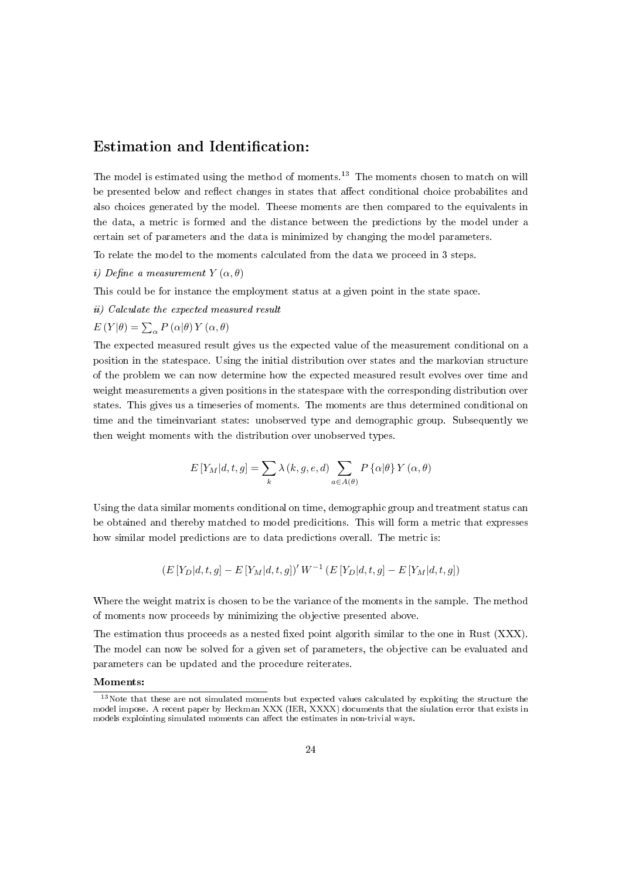## Estimation and Identification:

The model is estimated using the method of moments.[13] The moments chosen to match on will be presented below and reflect changes in states that affect conditional choice probabilites and also choices generated by the model. Theese moments are then compared to the equivalents in the data, a metric is formed and the distance between the predictions by the model under a certain set of parameters and the data is minimized by changing the model parameters.

To relate the model to the moments calculated from the data we proceed in 3 steps.

*i) Define a measurement $Y(\alpha,\theta)$*

This could be for instance the employment status at a given point in the state space.

*ii) Calculate the expected measured result*

$E(Y|\theta) = \sum_{\alpha} P(\alpha|\theta) Y(\alpha,\theta)$

The expected measured result gives us the expected value of the measurement conditional on a position in the statespace. Using the initial distribution over states and the markovian structure of the problem we can now determine how the expected measured result evolves over time and weight measurements a given positions in the statespace with the corresponding distribution over states. This gives us a timeseries of moments. The moments are thus determined conditional on time and the timeinvariant states: unobserved type and demographic group. Subsequently we then weight moments with the distribution over unobserved types.

$$E[Y_M|d,t,g] = \sum_k \lambda(k,g,e,d) \sum_{a \in A(\theta)} P\{\alpha|\theta\} Y(\alpha,\theta)$$

Using the data similar moments conditional on time, demographic group and treatment status can be obtained and thereby matched to model predicitions. This will form a metric that expresses how similar model predictions are to data predictions overall. The metric is:

$$(E[Y_D|d,t,g] - E[Y_M|d,t,g])' W^{-1} (E[Y_D|d,t,g] - E[Y_M|d,t,g])$$

Where the weight matrix is chosen to be the variance of the moments in the sample. The method of moments now proceeds by minimizing the objective presented above.

The estimation thus proceeds as a nested fixed point algorith similar to the one in Rust (XXX). The model can now be solved for a given set of parameters, the objective can be evaluated and parameters can be updated and the procedure reiterates.

**Moments:**

[13] Note that these are not simulated moments but expected values calculated by exploiting the structure the model impose. A recent paper by Heckman XXX (IER, XXXX) documents that the siulation error that exists in models exploiting simulated moments can affect the estimates in non-trivial ways.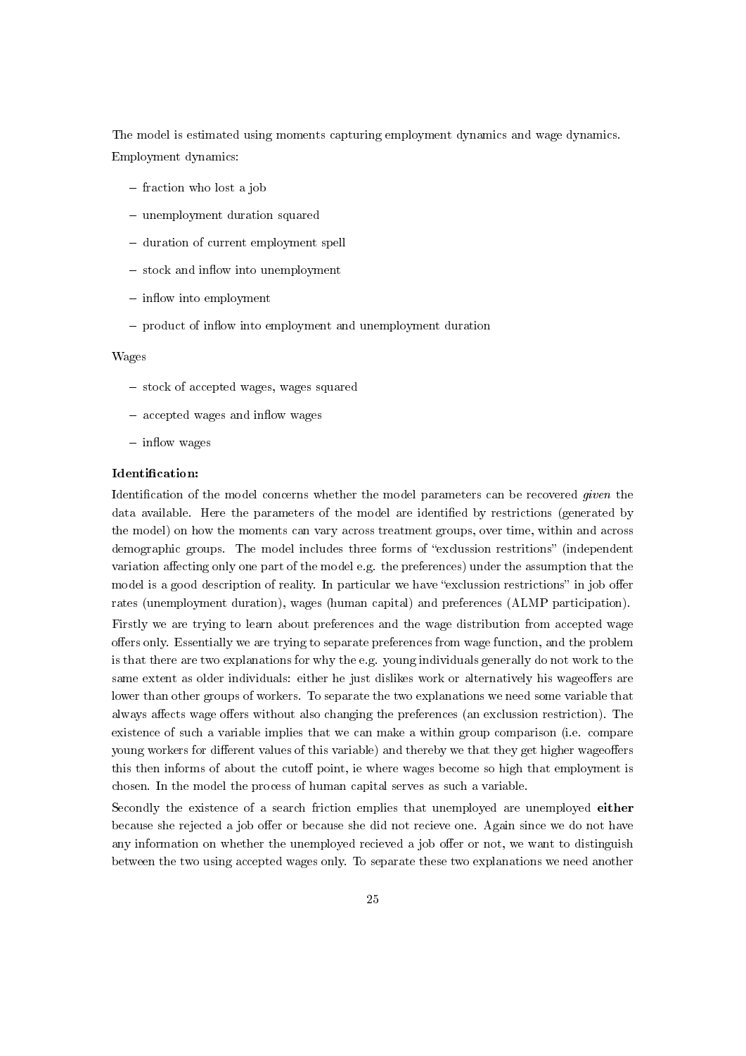The model is estimated using moments capturing employment dynamics and wage dynamics.

Employment dynamics:

- fraction who lost a job
- unemployment duration squared
- duration of current employment spell
- stock and inflow into unemployment
- inflow into employment
- product of inflow into employment and unemployment duration

Wages

- stock of accepted wages, wages squared
- accepted wages and inflow wages
- inflow wages

**Identification:**

Identification of the model concerns whether the model parameters can be recovered *given* the data available. Here the parameters of the model are identified by restrictions (generated by the model) on how the moments can vary across treatment groups, over time, within and across demographic groups. The model includes three forms of "exclussion restritions" (independent variation affecting only one part of the model e.g. the preferences) under the assumption that the model is a good description of reality. In particular we have "exclussion restrictions" in job offer rates (unemployment duration), wages (human capital) and preferences (ALMP participation).

Firstly we are trying to learn about preferences and the wage distribution from accepted wage offers only. Essentially we are trying to separate preferences from wage function, and the problem is that there are two explanations for why the e.g. young individuals generally do not work to the same extent as older individuals: either he just dislikes work or alternatively his wageoffers are lower than other groups of workers. To separate the two explanations we need some variable that always affects wage offers without also changing the preferences (an exclussion restriction). The existence of such a variable implies that we can make a within group comparison (i.e. compare young workers for different values of this variable) and thereby we that they get higher wageoffers this then informs of about the cutoff point, ie where wages become so high that employment is chosen. In the model the process of human capital serves as such a variable.

Secondly the existence of a search friction emplies that unemployed are unemployed **either** because she rejected a job offer or because she did not recieve one. Again since we do not have any information on whether the unemployed recieved a job offer or not, we want to distinguish between the two using accepted wages only. To separate these two explanations we need another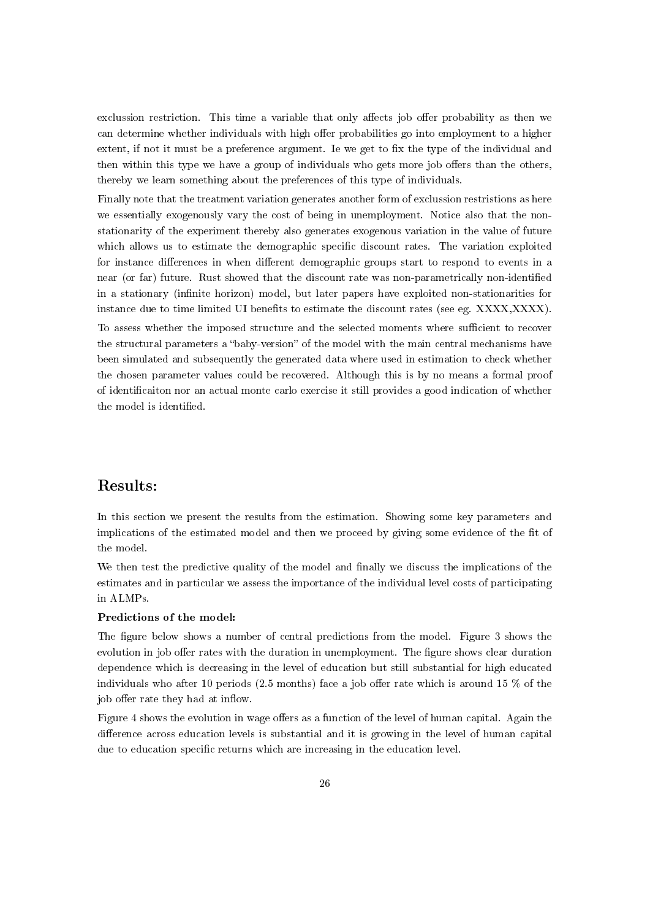exclussion restriction. This time a variable that only affects job offer probability as then we can determine whether individuals with high offer probabilities go into employment to a higher extent, if not it must be a preference argument. Ie we get to fix the type of the individual and then within this type we have a group of individuals who gets more job offers than the others, thereby we learn something about the preferences of this type of individuals.

Finally note that the treatment variation generates another form of exclussion restristions as here we essentially exogenously vary the cost of being in unemployment. Notice also that the non-stationarity of the experiment thereby also generates exogenous variation in the value of future which allows us to estimate the demographic specific discount rates. The variation exploited for instance differences in when different demographic groups start to respond to events in a near (or far) future. Rust showed that the discount rate was non-parametrically non-identified in a stationary (infinite horizon) model, but later papers have exploited non-stationarities for instance due to time limited UI benefits to estimate the discount rates (see eg. XXXX,XXXX).

To assess whether the imposed structure and the selected moments where sufficient to recover the structural parameters a "baby-version" of the model with the main central mechanisms have been simulated and subsequently the generated data where used in estimation to check whether the chosen parameter values could be recovered. Although this is by no means a formal proof of identificaiton nor an actual monte carlo exercise it still provides a good indication of whether the model is identified.

## Results:

In this section we present the results from the estimation. Showing some key parameters and implications of the estimated model and then we proceed by giving some evidence of the fit of the model.

We then test the predictive quality of the model and finally we discuss the implications of the estimates and in particular we assess the importance of the individual level costs of participating in ALMPs.

**Predictions of the model:**

The figure below shows a number of central predictions from the model. Figure 3 shows the evolution in job offer rates with the duration in unemployment. The figure shows clear duration dependence which is decreasing in the level of education but still substantial for high educated individuals who after 10 periods (2.5 months) face a job offer rate which is around 15 % of the job offer rate they had at inflow.

Figure 4 shows the evolution in wage offers as a function of the level of human capital. Again the difference across education levels is substantial and it is growing in the level of human capital due to education specific returns which are increasing in the education level.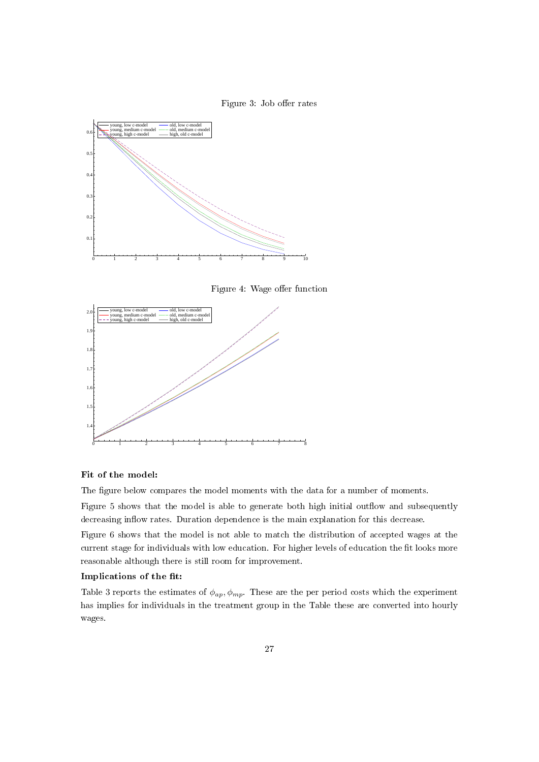Figure 3: Job offer rates

Figure 4: Wage offer function

**Fit of the model:**

The figure below compares the model moments with the data for a number of moments.

Figure 5 shows that the model is able to generate both high initial outflow and subsequently decreasing inflow rates. Duration dependence is the main explanation for this decrease.

Figure 6 shows that the model is not able to match the distribution of accepted wages at the current stage for individuals with low education. For higher levels of education the fit looks more reasonable although there is still room for improvement.

**Implications of the fit:**

Table 3 reports the estimates of $\phi_{ap}, \phi_{mp}$. These are the per period costs which the experiment has implies for individuals in the treatment group in the Table these are converted into hourly wages.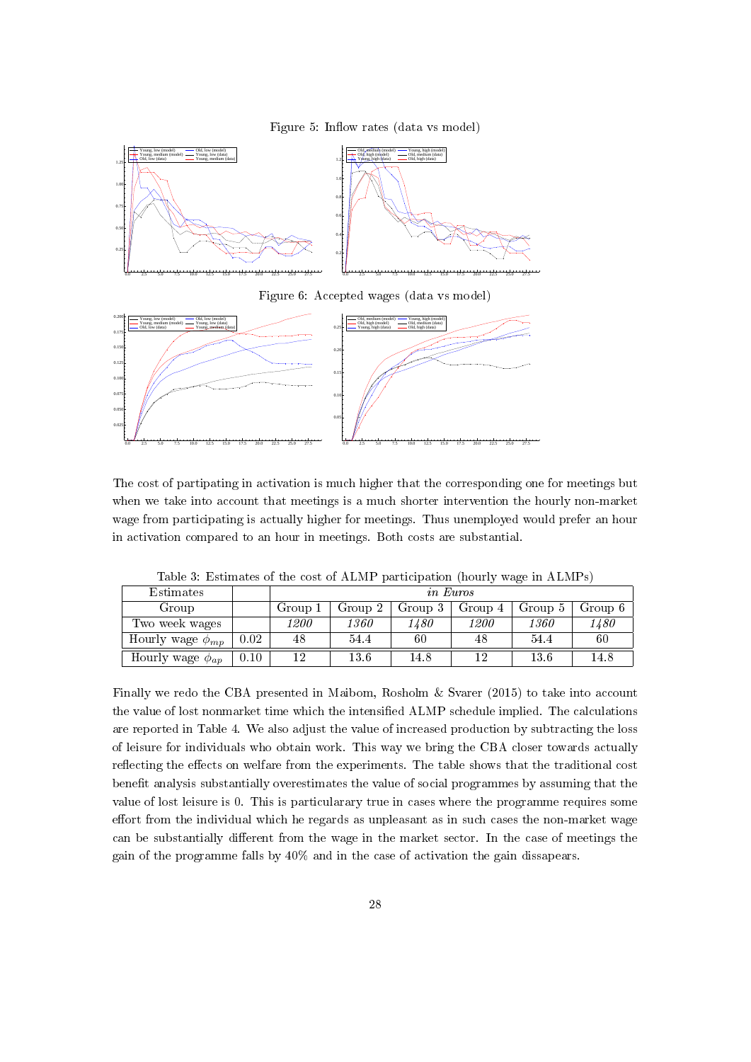Figure 5: Inflow rates (data vs model)

Figure 6: Accepted wages (data vs model)

The cost of partipating in activation is much higher that the corresponding one for meetings but when we take into account that meetings is a much shorter intervention the hourly non-market wage from participating is actually higher for meetings. Thus unemployed would prefer an hour in activation compared to an hour in meetings. Both costs are substantial.

Table 3: Estimates of the cost of ALMP participation (hourly wage in ALMPs)

| Estimates | | *in Euros* | | | | | |
|---|---|---|---|---|---|---|---|
| Group | | Group 1 | Group 2 | Group 3 | Group 4 | Group 5 | Group 6 |
| Two week wages | | *1200* | *1360* | *1480* | *1200* | *1360* | *1480* |
| Hourly wage $\phi_{mp}$ | 0.02 | 48 | 54.4 | 60 | 48 | 54.4 | 60 |
| Hourly wage $\phi_{ap}$ | 0.10 | 12 | 13.6 | 14.8 | 12 | 13.6 | 14.8 |

Finally we redo the CBA presented in Maibom, Rosholm & Svarer (2015) to take into account the value of lost nonmarket time which the intensified ALMP schedule implied. The calculations are reported in Table 4. We also adjust the value of increased production by subtracting the loss of leisure for individuals who obtain work. This way we bring the CBA closer towards actually reflecting the effects on welfare from the experiments. The table shows that the traditional cost benefit analysis substantially overestimates the value of social programmes by assuming that the value of lost leisure is 0. This is particularary true in cases where the programme requires some effort from the individual which he regards as unpleasant as in such cases the non-market wage can be substantially different from the wage in the market sector. In the case of meetings the gain of the programme falls by 40% and in the case of activation the gain dissapears.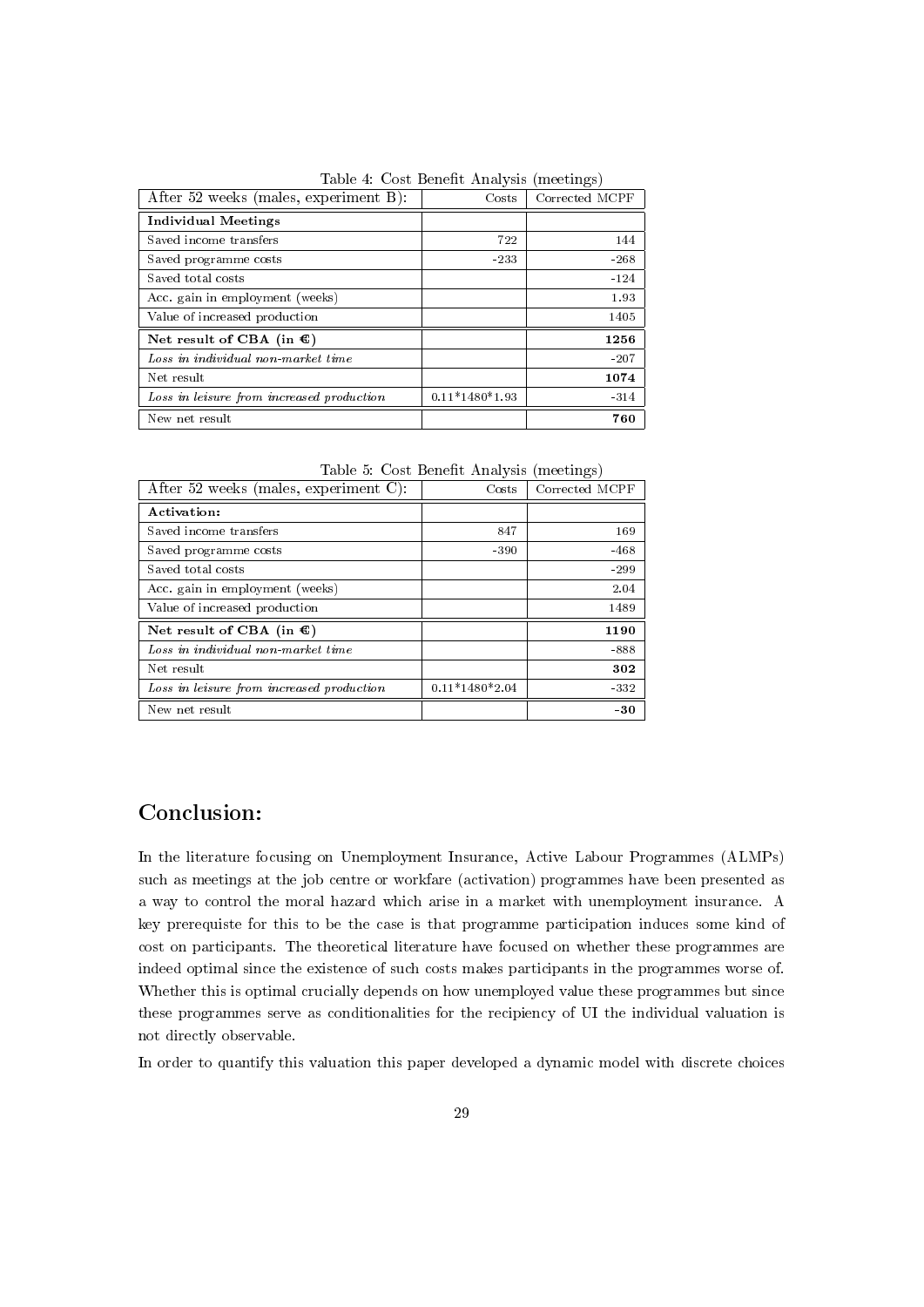Table 4: Cost Benefit Analysis (meetings)

| After 52 weeks (males, experiment B): | Costs | Corrected MCPF |
|---|---|---|
| **Individual Meetings** | | |
| Saved income transfers | 722 | 144 |
| Saved programme costs | -233 | -268 |
| Saved total costs | | -124 |
| Acc. gain in employment (weeks) | | 1.93 |
| Value of increased production | | 1405 |
| **Net result of CBA (in €)** | | **1256** |
| *Loss in individual non-market time* | | -207 |
| Net result | | **1074** |
| *Loss in leisure from increased production* | 0.11*1480*1.93 | -314 |
| New net result | | **760** |

Table 5: Cost Benefit Analysis (meetings)

| After 52 weeks (males, experiment C): | Costs | Corrected MCPF |
|---|---|---|
| **Activation:** | | |
| Saved income transfers | 847 | 169 |
| Saved programme costs | -390 | -468 |
| Saved total costs | | -299 |
| Acc. gain in employment (weeks) | | 2.04 |
| Value of increased production | | 1489 |
| **Net result of CBA (in €)** | | **1190** |
| *Loss in individual non-market time* | | -888 |
| Net result | | **302** |
| *Loss in leisure from increased production* | 0.11*1480*2.04 | -332 |
| New net result | | **-30** |

# Conclusion:

In the literature focusing on Unemployment Insurance, Active Labour Programmes (ALMPs) such as meetings at the job centre or workfare (activation) programmes have been presented as a way to control the moral hazard which arise in a market with unemployment insurance. A key prerequiste for this to be the case is that programme participation induces some kind of cost on participants. The theoretical literature have focused on whether these programmes are indeed optimal since the existence of such costs makes participants in the programmes worse of. Whether this is optimal crucially depends on how unemployed value these programmes but since these programmes serve as conditionalities for the recipiency of UI the individual valuation is not directly observable.

In order to quantify this valuation this paper developed a dynamic model with discrete choices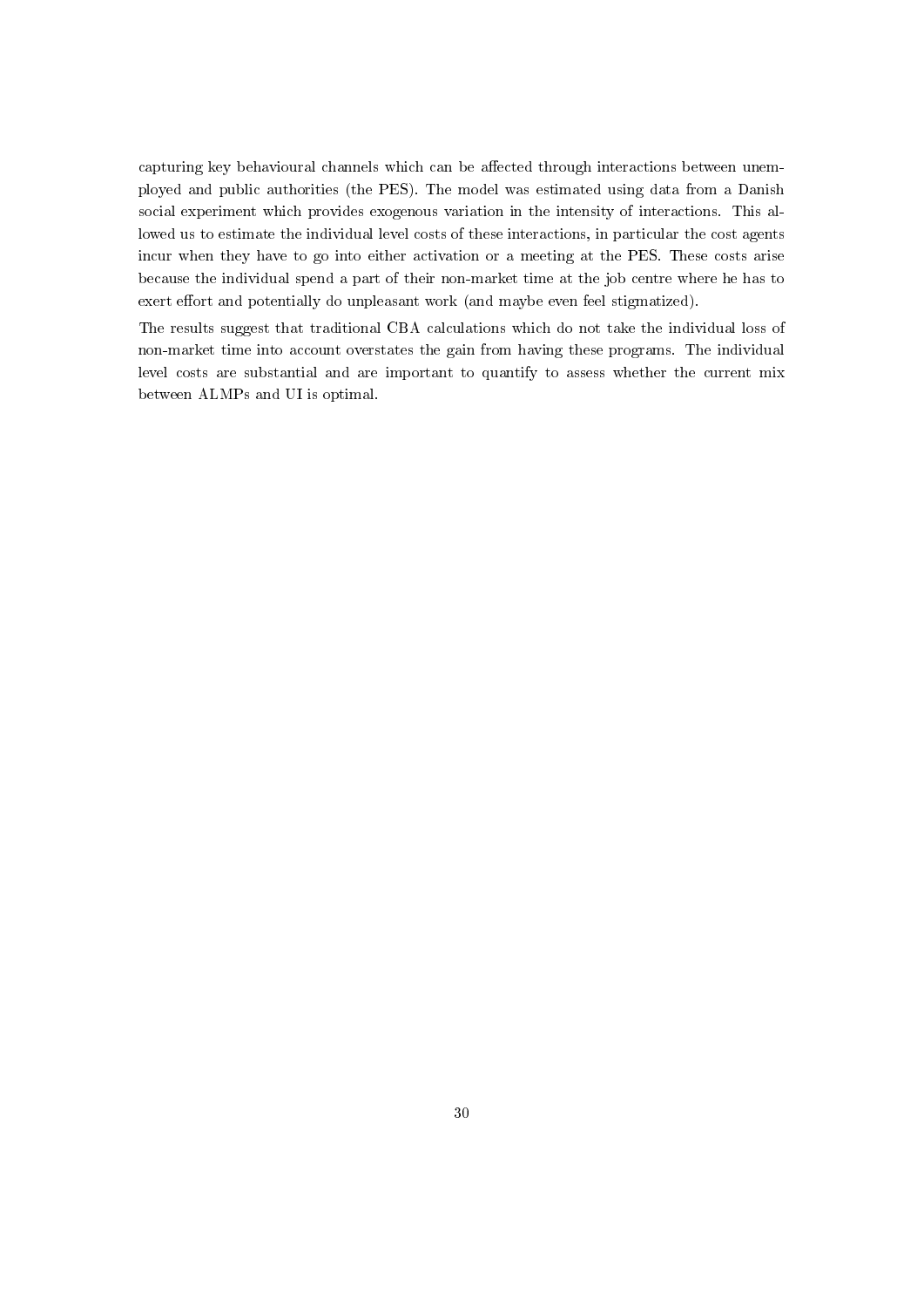capturing key behavioural channels which can be affected through interactions between unemployed and public authorities (the PES). The model was estimated using data from a Danish social experiment which provides exogenous variation in the intensity of interactions. This allowed us to estimate the individual level costs of these interactions, in particular the cost agents incur when they have to go into either activation or a meeting at the PES. These costs arise because the individual spend a part of their non-market time at the job centre where he has to exert effort and potentially do unpleasant work (and maybe even feel stigmatized).

The results suggest that traditional CBA calculations which do not take the individual loss of non-market time into account overstates the gain from having these programs. The individual level costs are substantial and are important to quantify to assess whether the current mix between ALMPs and UI is optimal.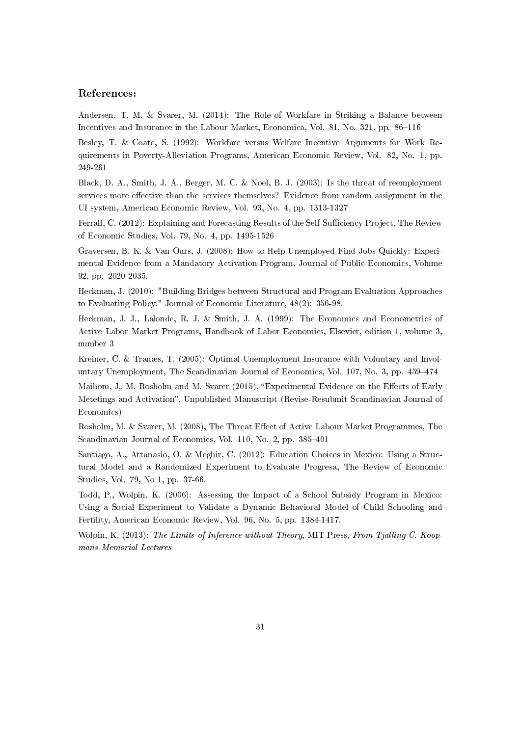## References:

Andersen, T. M. & Svarer, M. (2014): The Role of Workfare in Striking a Balance between Incentives and Insurance in the Labour Market, Economica, Vol. 81, No. 321, pp. 86–116

Besley, T. & Coate, S. (1992): Workfare versus Welfare Incentive Arguments for Work Requirements in Poverty-Alleviation Programs, American Economic Review, Vol. 82, No. 1, pp. 249-261

Black, D. A., Smith, J. A., Berger, M. C. & Noel, B. J. (2003): Is the threat of reemployment services more effective than the services themselves? Evidence from random assignment in the UI system, American Economic Review, Vol. 93, No. 4, pp. 1313-1327

Ferrall, C. (2012): Explaining and Forecasting Results of the Self-Sufficiency Project, The Review of Economic Studies, Vol. 79, No. 4, pp. 1495-1526

Graversen, B. K. & Van Ours, J. (2008): How to Help Unemployed Find Jobs Quickly: Experimental Evidence from a Mandatory Activation Program, Journal of Public Economics, Volume 92, pp. 2020-2035.

Heckman, J. (2010): "Building Bridges between Structural and Program Evaluation Approaches to Evaluating Policy." Journal of Economic Literature, 48(2): 356-98.

Heckman, J. J., Lalonde, R. J. & Smith, J. A. (1999): The Economics and Econometrics of Active Labor Market Programs, Handbook of Labor Economics, Elsevier, edition 1, volume 3, number 3

Kreiner, C. & Tranæs, T. (2005): Optimal Unemployment Insurance with Voluntary and Involuntary Unemployment, The Scandinavian Journal of Economics, Vol. 107, No. 3, pp. 459–474

Maibom, J„ M. Rosholm and M. Svarer (2015), "Experimental Evidence on the Effects of Early Metetings and Activation", Unpublished Manuscript (Revise-Resubmit Scandinavian Journal of Economics)

Rosholm, M. & Svarer, M. (2008), The Threat Effect of Active Labour Market Programmes, The Scandinavian Journal of Economics, Vol. 110, No. 2, pp. 385–401

Santiago, A., Attanasio, O. & Meghir, C. (2012): Education Choices in Mexico: Using a Structural Model and a Randomized Experiment to Evaluate Progresa, The Review of Economic Studies, Vol. 79, No 1, pp. 37-66.

Todd, P., Wolpin, K. (2006): Assessing the Impact of a School Subsidy Program in Mexico: Using a Social Experiment to Validate a Dynamic Behavioral Model of Child Schooling and Fertility, American Economic Review, Vol. 96, No. 5, pp. 1384-1417.

Wolpin, K. (2013): *The Limits of Inference without Theory*, MIT Press, *From Tjalling C. Koopmans Memorial Lectures*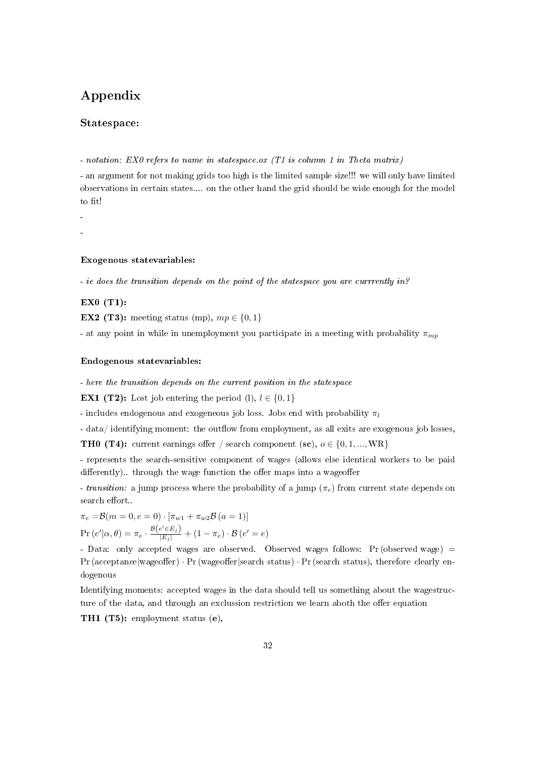# Appendix

### Statespace:

*- notation: EX0 refers to name in statespace.ox (T1 is column 1 in Theta matrix)*

- an argument for not making grids too high is the limited sample size!!! we will only have limited observations in certain states.... on the other hand the grid should be wide enough for the model to fit!

-

-

#### Exogenous statevariables:

*- ie does the transition depends on the point of the statespace you are currrently in?*

**EX0 (T1):**

**EX2 (T3):** meeting status (mp), $mp \in \{0, 1\}$

- at any point in while in unemployment you participate in a meeting with probability $\pi_{mp}$

#### Endogenous statevariables:

*- here the transition depends on the current position in the statespace*

**EX1 (T2):** Lost job entering the period (l), $l \in \{0, 1\}$

- includes endogenous and exogeneous job loss. Jobs end with probability $\pi_l$

- data/ identifying moment: the outflow from employment, as all exits are exogenous job losses,

**TH0 (T4):** current earnings offer / search component (**sc**), $o \in \{0, 1, ..., \text{WR}\}$

- represents the search-sensitive component of wages (allows else identical workers to be paid differently).. through the wage function the offer maps into a wageoffer

- *transition:* a jump process where the probability of a jump ($\pi_e$) from current state depends on search effort..

$\pi_e = \mathcal{B}(m = 0, e = 0) \cdot [\pi_{w1} + \pi_{w2}\mathcal{B}\,(a = 1)]$

$\Pr\left(e'|\alpha, \theta\right) = \pi_e \cdot \frac{\mathcal{B}\left(e' \in E_j\right)}{|E_j|} + (1 - \pi_e) \cdot \mathcal{B}\left(e' = e\right)$

- Data: only accepted wages are observed. Observed wages follows: $\Pr\left(\text{observed wage}\right) = \Pr\left(\text{acceptance}|\text{wageoffer}\right) \cdot \Pr\left(\text{wageoffer}|\text{search status}\right) \cdot \Pr\left(\text{search status}\right)$, therefore clearly endogenous

Identifying moments: accepted wages in the data should tell us something about the wagestructure of the data, and through an exclussion restriction we learn aboth the offer equation

**TH1 (T5):** employment status (**e**),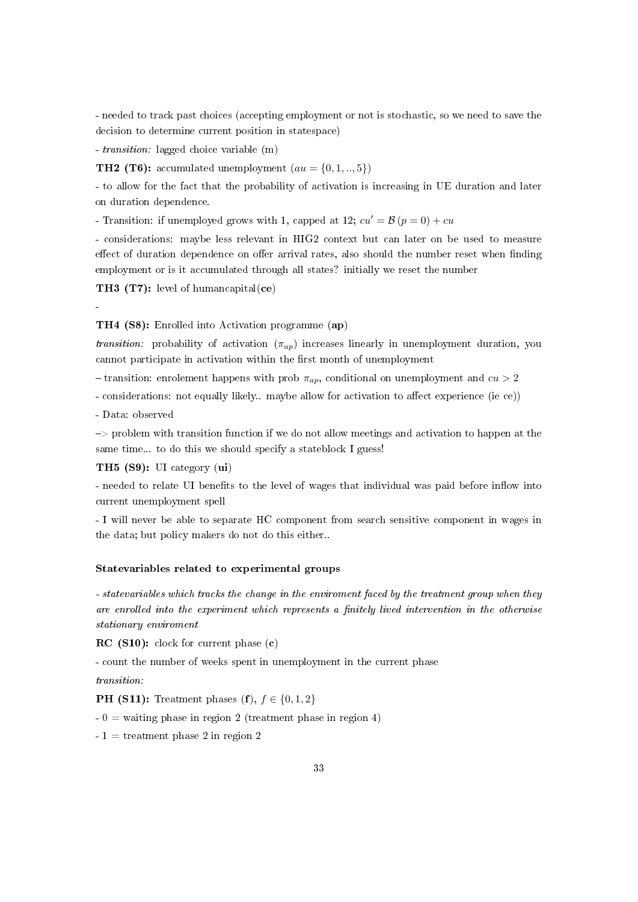- needed to track past choices (accepting employment or not is stochastic, so we need to save the decision to determine current position in statespace)

- *transition:* lagged choice variable (m)

**TH2 (T6):** accumulated unemployment ($au = \{0, 1, .., 5\}$)

- to allow for the fact that the probability of activation is increasing in UE duration and later on duration dependence.

- Transition: if unemployed grows with 1, capped at 12; $cu' = \mathcal{B}\left(p = 0\right) + cu$

- considerations: maybe less relevant in HIG2 context but can later on be used to measure effect of duration dependence on offer arrival rates, also should the number reset when finding employment or is it accumulated through all states? initially we reset the number

**TH3 (T7):** level of humancapital(**ce**)

-

**TH4 (S8):** Enrolled into Activation programme (**ap**)

*transition:* probability of activation ($\pi_{ap}$) increases linearly in unemployment duration, you cannot participate in activation within the first month of unemployment

– transition: enrolement happens with prob $\pi_{ap}$, conditional on unemployment and $cu > 2$

- considerations: not equally likely.. maybe allow for activation to affect experience (ie ce))

- Data: observed

–> problem with transition function if we do not allow meetings and activation to happen at the same time... to do this we should specify a stateblock I guess!

**TH5 (S9):** UI category (**ui**)

- needed to relate UI benefits to the level of wages that individual was paid before inflow into current unemployment spell

- I will never be able to separate HC component from search sensitive component in wages in the data; but policy makers do not do this either..

#### Statevariables related to experimental groups

*- statevariables which tracks the change in the enviroment faced by the treatment group when they are enrolled into the experiment which represents a finitely lived intervention in the otherwise stationary enviroment*

**RC (S10):** clock for current phase (**c**)

- count the number of weeks spent in unemployment in the current phase

*transition:*

**PH (S11):** Treatment phases (**f**), $f \in \{0, 1, 2\}$

- 0 = waiting phase in region 2 (treatment phase in region 4)

- 1 = treatment phase 2 in region 2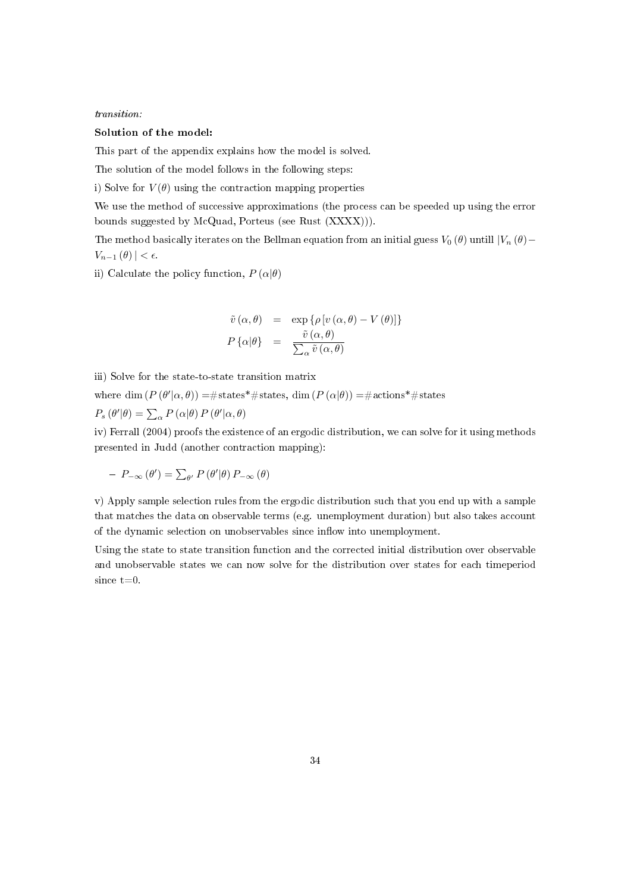*transition:*

**Solution of the model:**

This part of the appendix explains how the model is solved.

The solution of the model follows in the following steps:

i) Solve for $V(\theta)$ using the contraction mapping properties

We use the method of successive approximations (the process can be speeded up using the error bounds suggested by McQuad, Porteus (see Rust (XXXX))).

The method basically iterates on the Bellman equation from an initial guess $V_0(\theta)$ untill $|V_n(\theta) - V_{n-1}(\theta)| < \epsilon$.

ii) Calculate the policy function, $P(\alpha|\theta)$

$$
\begin{aligned}
\tilde{v}(\alpha,\theta) &= \exp\{\rho[v(\alpha,\theta) - V(\theta)]\} \\
P\{\alpha|\theta\} &= \frac{\tilde{v}(\alpha,\theta)}{\sum_{\alpha}\tilde{v}(\alpha,\theta)}
\end{aligned}
$$

iii) Solve for the state-to-state transition matrix

where $\dim(P(\theta'|\alpha,\theta))$ =#states*#states, $\dim(P(\alpha|\theta))$ =#actions*#states

$P_s(\theta'|\theta) = \sum_{\alpha} P(\alpha|\theta) P(\theta'|\alpha,\theta)$

iv) Ferrall (2004) proofs the existence of an ergodic distribution, we can solve for it using methods presented in Judd (another contraction mapping):

- $P_{-\infty}(\theta') = \sum_{\theta'} P(\theta'|\theta) P_{-\infty}(\theta)$

v) Apply sample selection rules from the ergodic distribution such that you end up with a sample that matches the data on observable terms (e.g. unemployment duration) but also takes account of the dynamic selection on unobservables since inflow into unemployment.

Using the state to state transition function and the corrected initial distribution over observable and unobservable states we can now solve for the distribution over states for each timeperiod since t=0.